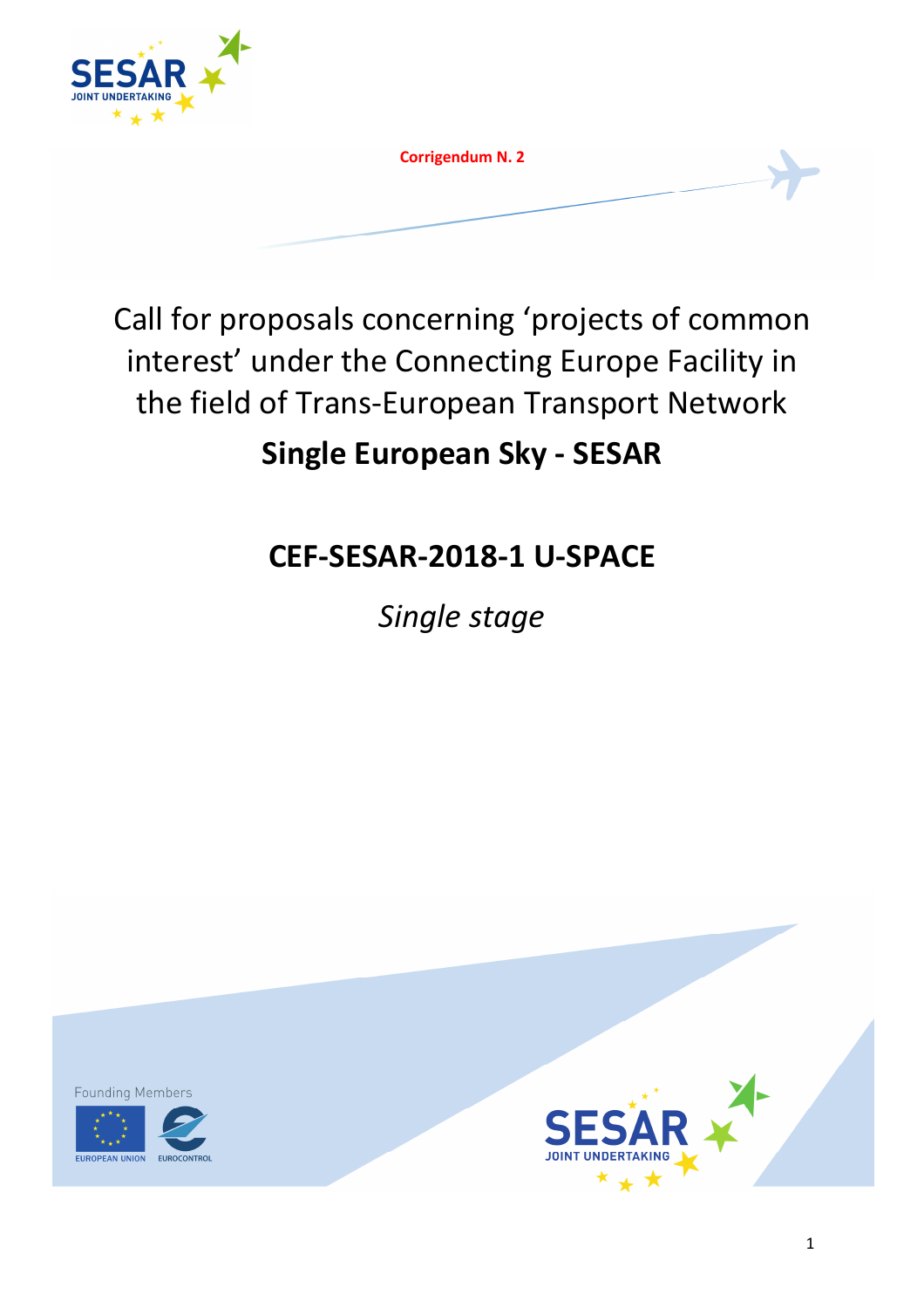Corrigendum N. 2

# Call for proposals concerning 'projects of common interest' under the Connecting Europe Facility in the field of Trans-European Transport Network

## Single European Sky - SESAR

## CEF-SESAR-2018-1 U-SPACE

*Single stage*

Founding Members

EUROPEAN UNION EUROCONTROL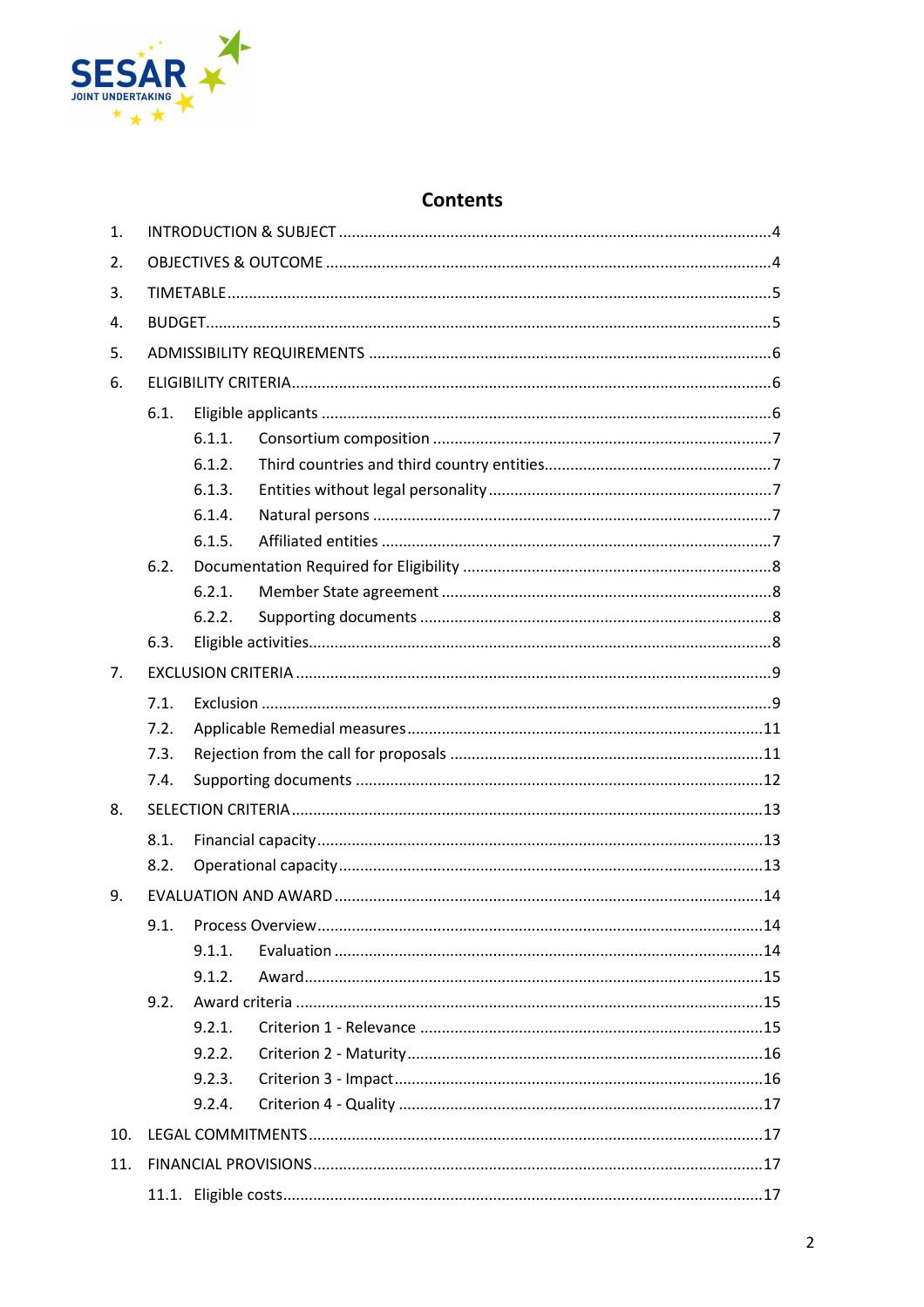# Contents

1. INTRODUCTION & SUBJECT ....................................................................................................4
2. OBJECTIVES & OUTCOME ......................................................................................................4
3. TIMETABLE ..............................................................................................................................5
4. BUDGET ...................................................................................................................................5
5. ADMISSIBILITY REQUIREMENTS ............................................................................................6
6. ELIGIBILITY CRITERIA ..............................................................................................................6
   - 6.1. Eligible applicants ......................................................................................................6
     - 6.1.1. Consortium composition .......................................................................................7
     - 6.1.2. Third countries and third country entities..............................................................7
     - 6.1.3. Entities without legal personality ..........................................................................7
     - 6.1.4. Natural persons .....................................................................................................7
     - 6.1.5. Affiliated entities ...................................................................................................7
   - 6.2. Documentation Required for Eligibility .......................................................................8
     - 6.2.1. Member State agreement ......................................................................................8
     - 6.2.2. Supporting documents ..........................................................................................8
   - 6.3. Eligible activities..........................................................................................................8
7. EXCLUSION CRITERIA .............................................................................................................9
   - 7.1. Exclusion .....................................................................................................................9
   - 7.2. Applicable Remedial measures..................................................................................11
   - 7.3. Rejection from the call for proposals ........................................................................11
   - 7.4. Supporting documents .............................................................................................12
8. SELECTION CRITERIA ............................................................................................................13
   - 8.1. Financial capacity......................................................................................................13
   - 8.2. Operational capacity.................................................................................................13
9. EVALUATION AND AWARD ..................................................................................................14
   - 9.1. Process Overview......................................................................................................14
     - 9.1.1. Evaluation ...........................................................................................................14
     - 9.1.2. Award..................................................................................................................15
   - 9.2. Award criteria ...........................................................................................................15
     - 9.2.1. Criterion 1 - Relevance ........................................................................................15
     - 9.2.2. Criterion 2 - Maturity...........................................................................................16
     - 9.2.3. Criterion 3 - Impact..............................................................................................16
     - 9.2.4. Criterion 4 - Quality .............................................................................................17
10. LEGAL COMMITMENTS........................................................................................................17
11. FINANCIAL PROVISIONS.......................................................................................................17
    - 11.1. Eligible costs.............................................................................................................17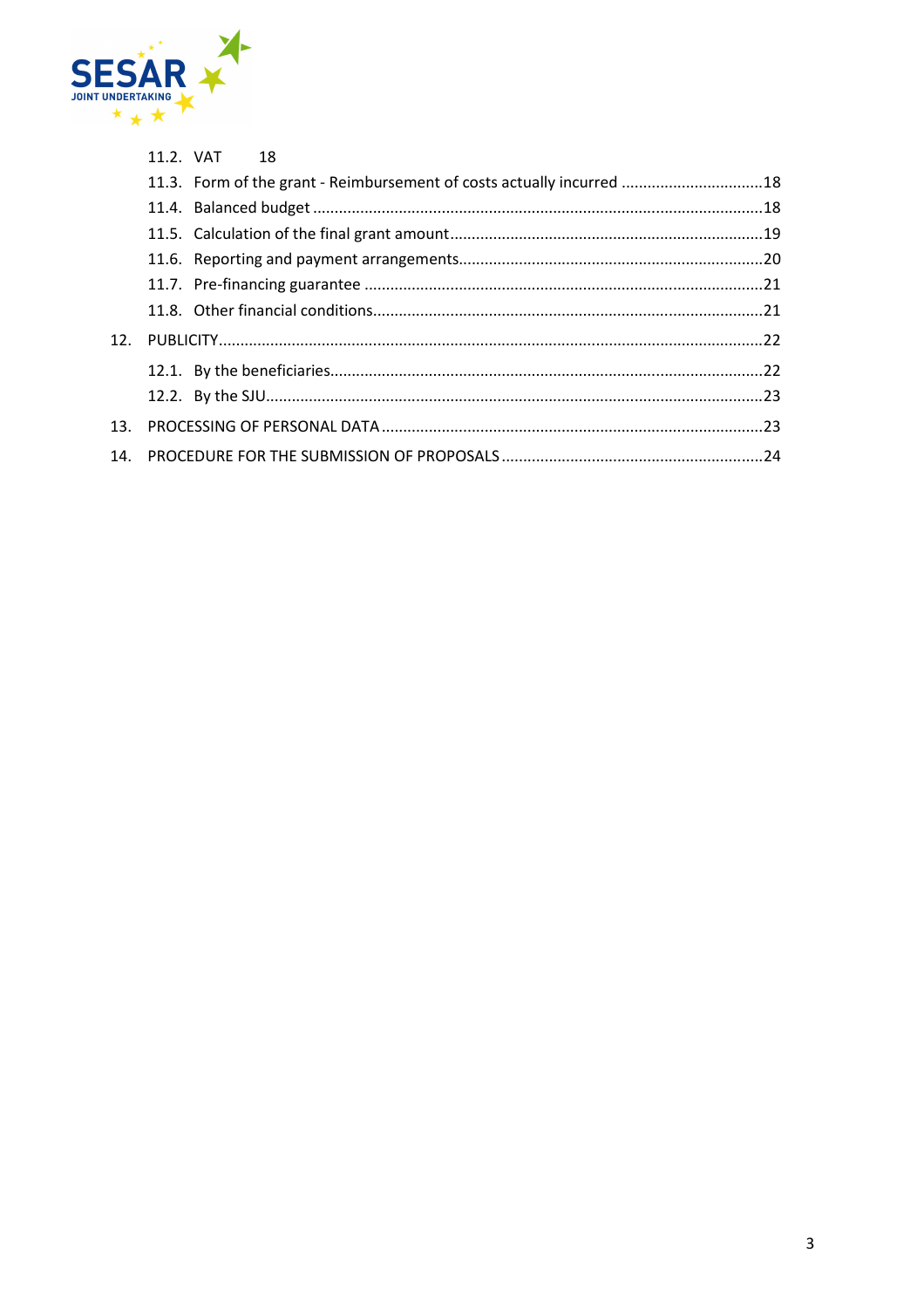11.2. VAT 18

11.3. Form of the grant - Reimbursement of costs actually incurred ................................18

11.4. Balanced budget .......................................................................................................18

11.5. Calculation of the final grant amount ........................................................................19

11.6. Reporting and payment arrangements ......................................................................20

11.7. Pre-financing guarantee ............................................................................................21

11.8. Other financial conditions ..........................................................................................21

12. PUBLICITY ............................................................................................................................22

12.1. By the beneficiaries ....................................................................................................22

12.2. By the SJU ..................................................................................................................23

13. PROCESSING OF PERSONAL DATA .......................................................................................23

14. PROCEDURE FOR THE SUBMISSION OF PROPOSALS ............................................................24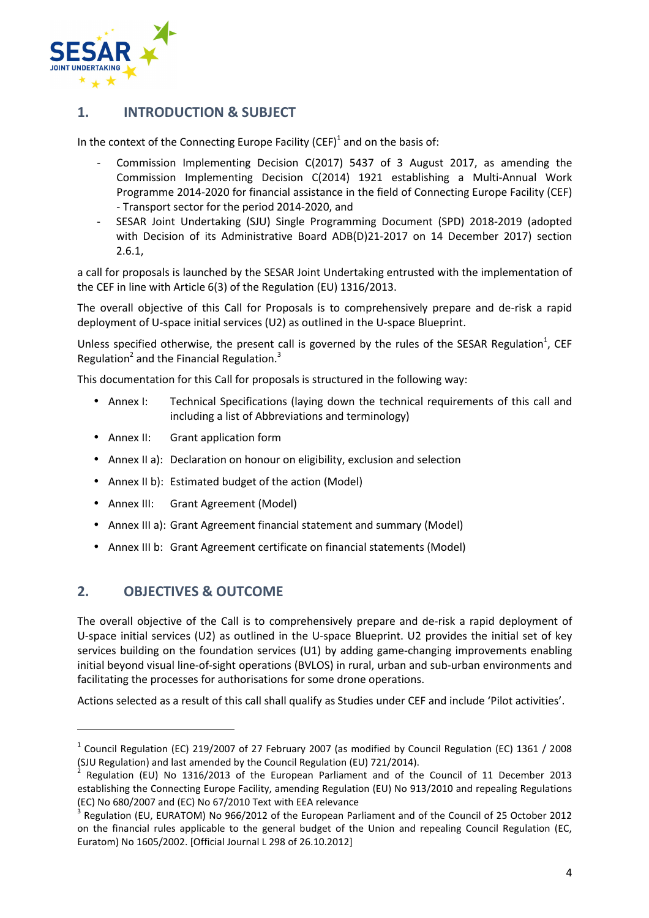## 1. INTRODUCTION & SUBJECT

In the context of the Connecting Europe Facility (CEF)[1] and on the basis of:

- Commission Implementing Decision C(2017) 5437 of 3 August 2017, as amending the Commission Implementing Decision C(2014) 1921 establishing a Multi-Annual Work Programme 2014-2020 for financial assistance in the field of Connecting Europe Facility (CEF) - Transport sector for the period 2014-2020, and
- SESAR Joint Undertaking (SJU) Single Programming Document (SPD) 2018-2019 (adopted with Decision of its Administrative Board ADB(D)21-2017 on 14 December 2017) section 2.6.1,

a call for proposals is launched by the SESAR Joint Undertaking entrusted with the implementation of the CEF in line with Article 6(3) of the Regulation (EU) 1316/2013.

The overall objective of this Call for Proposals is to comprehensively prepare and de-risk a rapid deployment of U-space initial services (U2) as outlined in the U-space Blueprint.

Unless specified otherwise, the present call is governed by the rules of the SESAR Regulation[1], CEF Regulation[2] and the Financial Regulation.[3]

This documentation for this Call for proposals is structured in the following way:

- Annex I: Technical Specifications (laying down the technical requirements of this call and including a list of Abbreviations and terminology)
- Annex II: Grant application form
- Annex II a): Declaration on honour on eligibility, exclusion and selection
- Annex II b): Estimated budget of the action (Model)
- Annex III: Grant Agreement (Model)
- Annex III a): Grant Agreement financial statement and summary (Model)
- Annex III b: Grant Agreement certificate on financial statements (Model)

## 2. OBJECTIVES & OUTCOME

The overall objective of the Call is to comprehensively prepare and de-risk a rapid deployment of U-space initial services (U2) as outlined in the U-space Blueprint. U2 provides the initial set of key services building on the foundation services (U1) by adding game-changing improvements enabling initial beyond visual line-of-sight operations (BVLOS) in rural, urban and sub-urban environments and facilitating the processes for authorisations for some drone operations.

Actions selected as a result of this call shall qualify as Studies under CEF and include 'Pilot activities'.

---

[1] Council Regulation (EC) 219/2007 of 27 February 2007 (as modified by Council Regulation (EC) 1361 / 2008 (SJU Regulation) and last amended by the Council Regulation (EU) 721/2014).

[2] Regulation (EU) No 1316/2013 of the European Parliament and of the Council of 11 December 2013 establishing the Connecting Europe Facility, amending Regulation (EU) No 913/2010 and repealing Regulations (EC) No 680/2007 and (EC) No 67/2010 Text with EEA relevance

[3] Regulation (EU, EURATOM) No 966/2012 of the European Parliament and of the Council of 25 October 2012 on the financial rules applicable to the general budget of the Union and repealing Council Regulation (EC, Euratom) No 1605/2002. [Official Journal L 298 of 26.10.2012]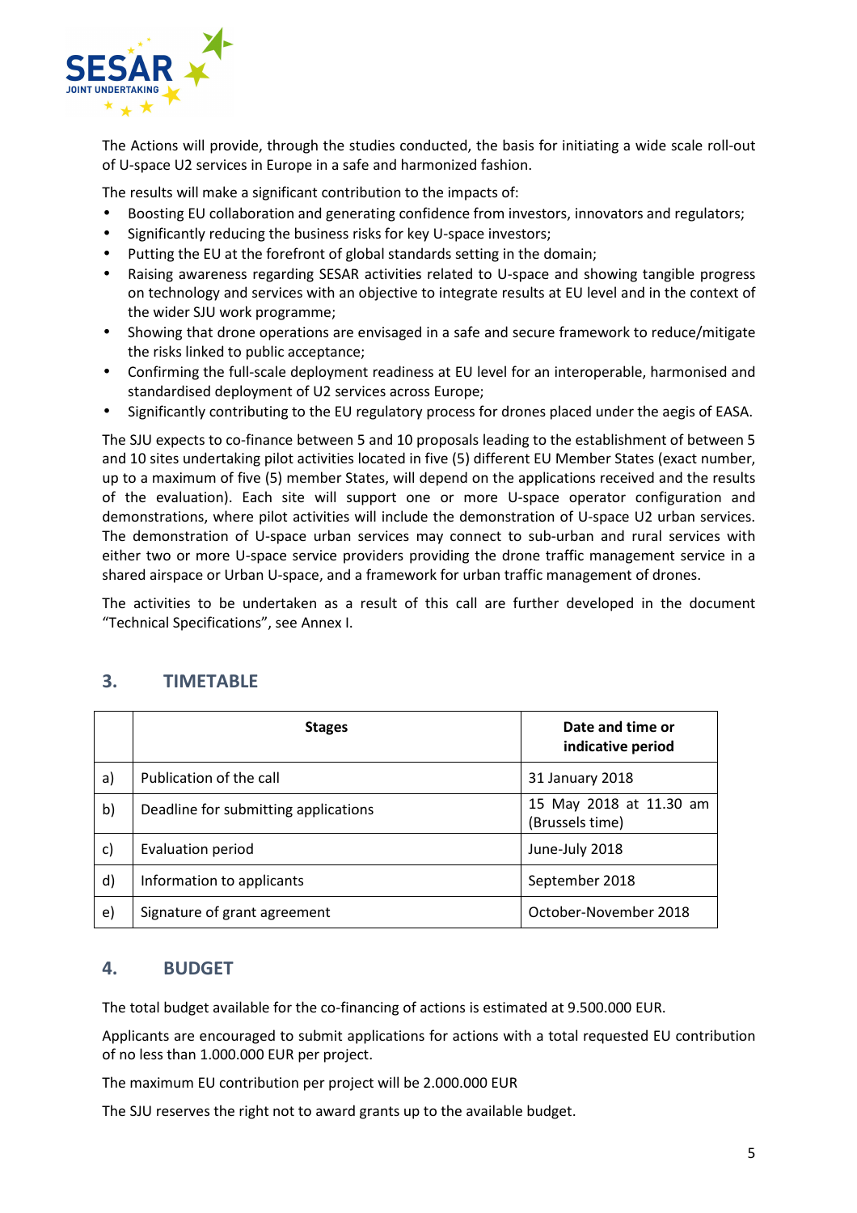The Actions will provide, through the studies conducted, the basis for initiating a wide scale roll-out of U-space U2 services in Europe in a safe and harmonized fashion.

The results will make a significant contribution to the impacts of:

- Boosting EU collaboration and generating confidence from investors, innovators and regulators;
- Significantly reducing the business risks for key U-space investors;
- Putting the EU at the forefront of global standards setting in the domain;
- Raising awareness regarding SESAR activities related to U-space and showing tangible progress on technology and services with an objective to integrate results at EU level and in the context of the wider SJU work programme;
- Showing that drone operations are envisaged in a safe and secure framework to reduce/mitigate the risks linked to public acceptance;
- Confirming the full-scale deployment readiness at EU level for an interoperable, harmonised and standardised deployment of U2 services across Europe;
- Significantly contributing to the EU regulatory process for drones placed under the aegis of EASA.

The SJU expects to co-finance between 5 and 10 proposals leading to the establishment of between 5 and 10 sites undertaking pilot activities located in five (5) different EU Member States (exact number, up to a maximum of five (5) member States, will depend on the applications received and the results of the evaluation). Each site will support one or more U-space operator configuration and demonstrations, where pilot activities will include the demonstration of U-space U2 urban services. The demonstration of U-space urban services may connect to sub-urban and rural services with either two or more U-space service providers providing the drone traffic management service in a shared airspace or Urban U-space, and a framework for urban traffic management of drones.

The activities to be undertaken as a result of this call are further developed in the document "Technical Specifications", see Annex I.

## 3. TIMETABLE

| | Stages | Date and time or indicative period |
|---|---|---|
| a) | Publication of the call | 31 January 2018 |
| b) | Deadline for submitting applications | 15 May 2018 at 11.30 am (Brussels time) |
| c) | Evaluation period | June-July 2018 |
| d) | Information to applicants | September 2018 |
| e) | Signature of grant agreement | October-November 2018 |

## 4. BUDGET

The total budget available for the co-financing of actions is estimated at 9.500.000 EUR.

Applicants are encouraged to submit applications for actions with a total requested EU contribution of no less than 1.000.000 EUR per project.

The maximum EU contribution per project will be 2.000.000 EUR

The SJU reserves the right not to award grants up to the available budget.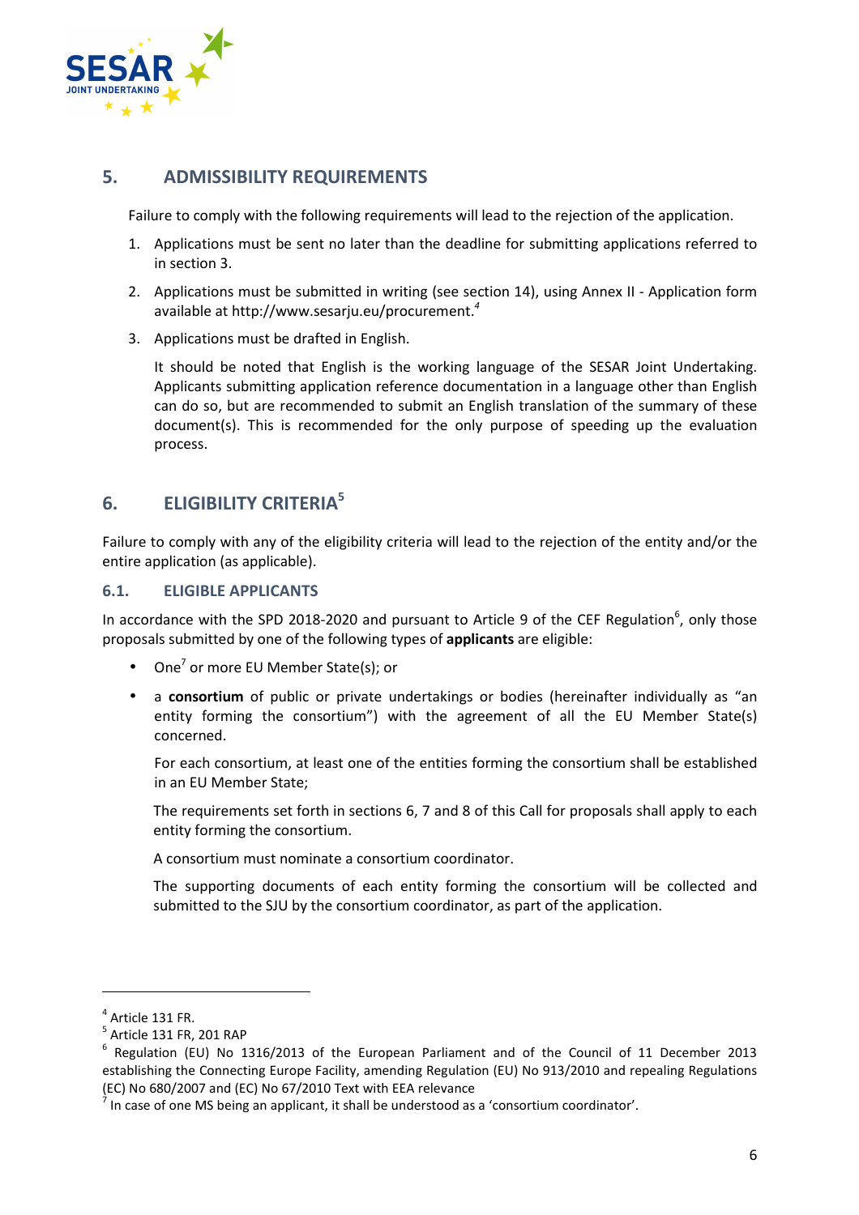## 5. ADMISSIBILITY REQUIREMENTS

Failure to comply with the following requirements will lead to the rejection of the application.

1. Applications must be sent no later than the deadline for submitting applications referred to in section 3.
2. Applications must be submitted in writing (see section 14), using Annex II - Application form available at http://www.sesarju.eu/procurement.[4]
3. Applications must be drafted in English.

   It should be noted that English is the working language of the SESAR Joint Undertaking. Applicants submitting application reference documentation in a language other than English can do so, but are recommended to submit an English translation of the summary of these document(s). This is recommended for the only purpose of speeding up the evaluation process.

## 6. ELIGIBILITY CRITERIA[5]

Failure to comply with any of the eligibility criteria will lead to the rejection of the entity and/or the entire application (as applicable).

### 6.1. ELIGIBLE APPLICANTS

In accordance with the SPD 2018-2020 and pursuant to Article 9 of the CEF Regulation[6], only those proposals submitted by one of the following types of **applicants** are eligible:

- One[7] or more EU Member State(s); or
- a **consortium** of public or private undertakings or bodies (hereinafter individually as "an entity forming the consortium") with the agreement of all the EU Member State(s) concerned.

  For each consortium, at least one of the entities forming the consortium shall be established in an EU Member State;

  The requirements set forth in sections 6, 7 and 8 of this Call for proposals shall apply to each entity forming the consortium.

  A consortium must nominate a consortium coordinator.

  The supporting documents of each entity forming the consortium will be collected and submitted to the SJU by the consortium coordinator, as part of the application.

---

[4] Article 131 FR.

[5] Article 131 FR, 201 RAP

[6] Regulation (EU) No 1316/2013 of the European Parliament and of the Council of 11 December 2013 establishing the Connecting Europe Facility, amending Regulation (EU) No 913/2010 and repealing Regulations (EC) No 680/2007 and (EC) No 67/2010 Text with EEA relevance

[7] In case of one MS being an applicant, it shall be understood as a 'consortium coordinator'.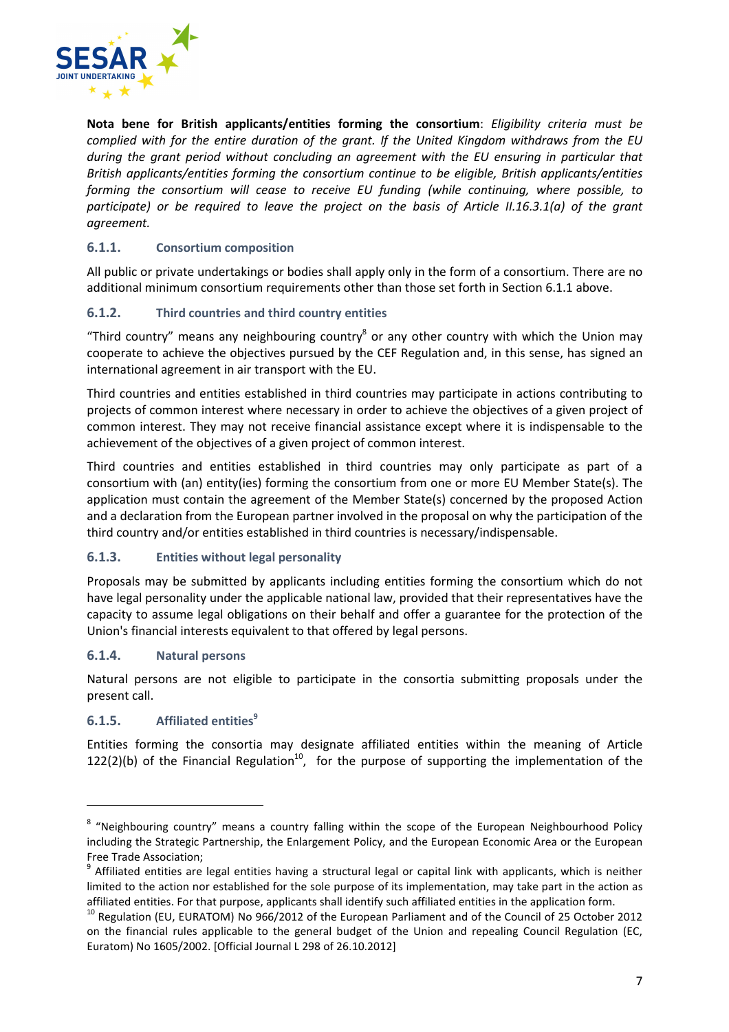**Nota bene for British applicants/entities forming the consortium**: *Eligibility criteria must be complied with for the entire duration of the grant. If the United Kingdom withdraws from the EU during the grant period without concluding an agreement with the EU ensuring in particular that British applicants/entities forming the consortium continue to be eligible, British applicants/entities forming the consortium will cease to receive EU funding (while continuing, where possible, to participate) or be required to leave the project on the basis of Article II.16.3.1(a) of the grant agreement.*

### 6.1.1. Consortium composition

All public or private undertakings or bodies shall apply only in the form of a consortium. There are no additional minimum consortium requirements other than those set forth in Section 6.1.1 above.

### 6.1.2. Third countries and third country entities

"Third country" means any neighbouring country[8] or any other country with which the Union may cooperate to achieve the objectives pursued by the CEF Regulation and, in this sense, has signed an international agreement in air transport with the EU.

Third countries and entities established in third countries may participate in actions contributing to projects of common interest where necessary in order to achieve the objectives of a given project of common interest. They may not receive financial assistance except where it is indispensable to the achievement of the objectives of a given project of common interest.

Third countries and entities established in third countries may only participate as part of a consortium with (an) entity(ies) forming the consortium from one or more EU Member State(s). The application must contain the agreement of the Member State(s) concerned by the proposed Action and a declaration from the European partner involved in the proposal on why the participation of the third country and/or entities established in third countries is necessary/indispensable.

### 6.1.3. Entities without legal personality

Proposals may be submitted by applicants including entities forming the consortium which do not have legal personality under the applicable national law, provided that their representatives have the capacity to assume legal obligations on their behalf and offer a guarantee for the protection of the Union's financial interests equivalent to that offered by legal persons.

### 6.1.4. Natural persons

Natural persons are not eligible to participate in the consortia submitting proposals under the present call.

### 6.1.5. Affiliated entities[9]

Entities forming the consortia may designate affiliated entities within the meaning of Article 122(2)(b) of the Financial Regulation[10], for the purpose of supporting the implementation of the

---

[8] "Neighbouring country" means a country falling within the scope of the European Neighbourhood Policy including the Strategic Partnership, the Enlargement Policy, and the European Economic Area or the European Free Trade Association;

[9] Affiliated entities are legal entities having a structural legal or capital link with applicants, which is neither limited to the action nor established for the sole purpose of its implementation, may take part in the action as affiliated entities. For that purpose, applicants shall identify such affiliated entities in the application form.

[10] Regulation (EU, EURATOM) No 966/2012 of the European Parliament and of the Council of 25 October 2012 on the financial rules applicable to the general budget of the Union and repealing Council Regulation (EC, Euratom) No 1605/2002. [Official Journal L 298 of 26.10.2012]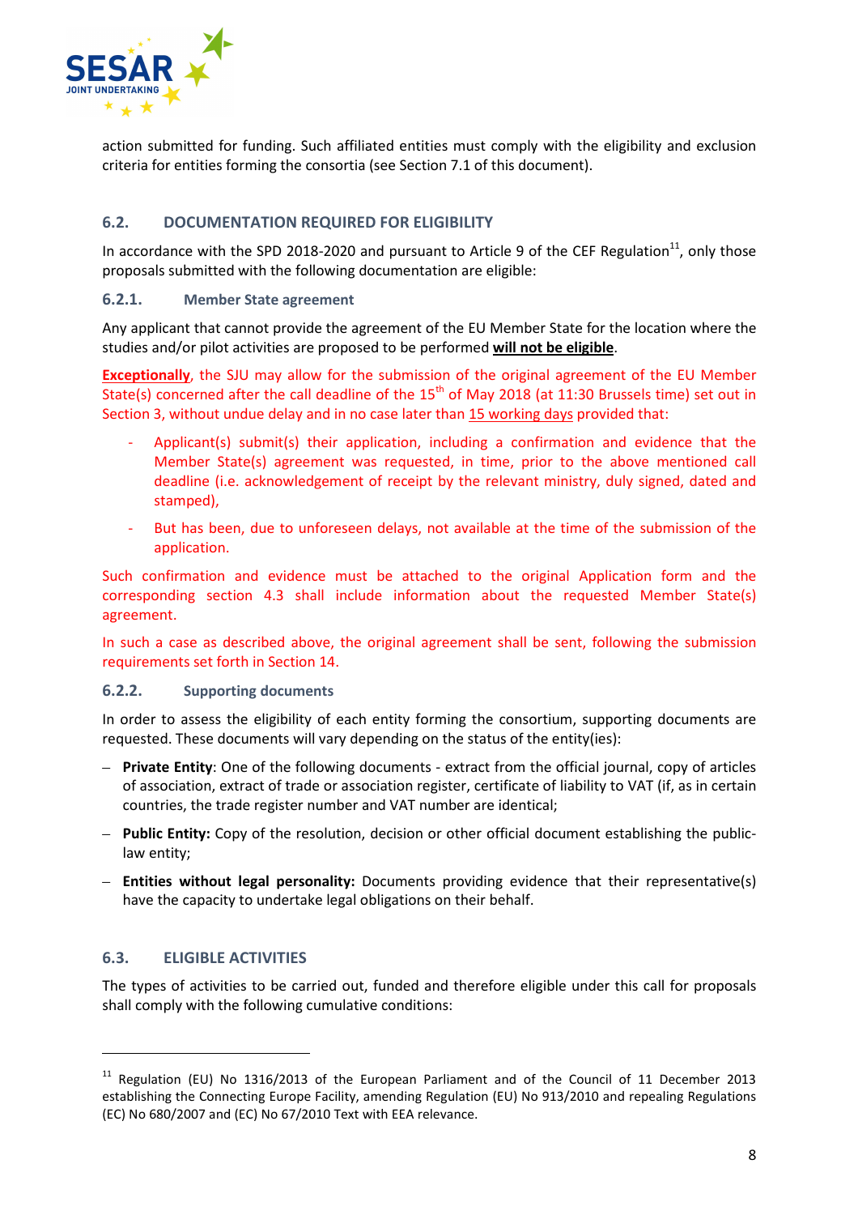action submitted for funding. Such affiliated entities must comply with the eligibility and exclusion criteria for entities forming the consortia (see Section 7.1 of this document).

## 6.2. DOCUMENTATION REQUIRED FOR ELIGIBILITY

In accordance with the SPD 2018-2020 and pursuant to Article 9 of the CEF Regulation[11], only those proposals submitted with the following documentation are eligible:

### 6.2.1. Member State agreement

Any applicant that cannot provide the agreement of the EU Member State for the location where the studies and/or pilot activities are proposed to be performed **will not be eligible**.

**Exceptionally**, the SJU may allow for the submission of the original agreement of the EU Member State(s) concerned after the call deadline of the 15th of May 2018 (at 11:30 Brussels time) set out in Section 3, without undue delay and in no case later than 15 working days provided that:

- Applicant(s) submit(s) their application, including a confirmation and evidence that the Member State(s) agreement was requested, in time, prior to the above mentioned call deadline (i.e. acknowledgement of receipt by the relevant ministry, duly signed, dated and stamped),
- But has been, due to unforeseen delays, not available at the time of the submission of the application.

Such confirmation and evidence must be attached to the original Application form and the corresponding section 4.3 shall include information about the requested Member State(s) agreement.

In such a case as described above, the original agreement shall be sent, following the submission requirements set forth in Section 14.

### 6.2.2. Supporting documents

In order to assess the eligibility of each entity forming the consortium, supporting documents are requested. These documents will vary depending on the status of the entity(ies):

- **Private Entity**: One of the following documents - extract from the official journal, copy of articles of association, extract of trade or association register, certificate of liability to VAT (if, as in certain countries, the trade register number and VAT number are identical;
- **Public Entity:** Copy of the resolution, decision or other official document establishing the public-law entity;
- **Entities without legal personality:** Documents providing evidence that their representative(s) have the capacity to undertake legal obligations on their behalf.

## 6.3. ELIGIBLE ACTIVITIES

The types of activities to be carried out, funded and therefore eligible under this call for proposals shall comply with the following cumulative conditions:

---

[11] Regulation (EU) No 1316/2013 of the European Parliament and of the Council of 11 December 2013 establishing the Connecting Europe Facility, amending Regulation (EU) No 913/2010 and repealing Regulations (EC) No 680/2007 and (EC) No 67/2010 Text with EEA relevance.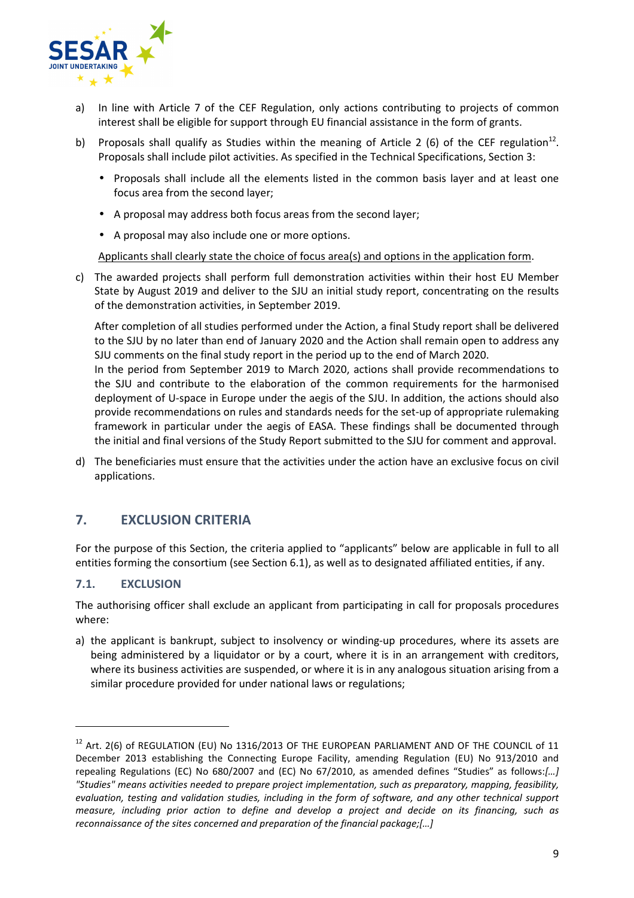a) In line with Article 7 of the CEF Regulation, only actions contributing to projects of common interest shall be eligible for support through EU financial assistance in the form of grants.

b) Proposals shall qualify as Studies within the meaning of Article 2 (6) of the CEF regulation[12]. Proposals shall include pilot activities. As specified in the Technical Specifications, Section 3:

   - Proposals shall include all the elements listed in the common basis layer and at least one focus area from the second layer;
   - A proposal may address both focus areas from the second layer;
   - A proposal may also include one or more options.

   Applicants shall clearly state the choice of focus area(s) and options in the application form.

c) The awarded projects shall perform full demonstration activities within their host EU Member State by August 2019 and deliver to the SJU an initial study report, concentrating on the results of the demonstration activities, in September 2019.

   After completion of all studies performed under the Action, a final Study report shall be delivered to the SJU by no later than end of January 2020 and the Action shall remain open to address any SJU comments on the final study report in the period up to the end of March 2020.
   In the period from September 2019 to March 2020, actions shall provide recommendations to the SJU and contribute to the elaboration of the common requirements for the harmonised deployment of U-space in Europe under the aegis of the SJU. In addition, the actions should also provide recommendations on rules and standards needs for the set-up of appropriate rulemaking framework in particular under the aegis of EASA. These findings shall be documented through the initial and final versions of the Study Report submitted to the SJU for comment and approval.

d) The beneficiaries must ensure that the activities under the action have an exclusive focus on civil applications.

## 7. EXCLUSION CRITERIA

For the purpose of this Section, the criteria applied to "applicants" below are applicable in full to all entities forming the consortium (see Section 6.1), as well as to designated affiliated entities, if any.

### 7.1. EXCLUSION

The authorising officer shall exclude an applicant from participating in call for proposals procedures where:

a) the applicant is bankrupt, subject to insolvency or winding-up procedures, where its assets are being administered by a liquidator or by a court, where it is in an arrangement with creditors, where its business activities are suspended, or where it is in any analogous situation arising from a similar procedure provided for under national laws or regulations;

---

[12] Art. 2(6) of REGULATION (EU) No 1316/2013 OF THE EUROPEAN PARLIAMENT AND OF THE COUNCIL of 11 December 2013 establishing the Connecting Europe Facility, amending Regulation (EU) No 913/2010 and repealing Regulations (EC) No 680/2007 and (EC) No 67/2010, as amended defines "Studies" as follows:*[…] "Studies" means activities needed to prepare project implementation, such as preparatory, mapping, feasibility, evaluation, testing and validation studies, including in the form of software, and any other technical support measure, including prior action to define and develop a project and decide on its financing, such as reconnaissance of the sites concerned and preparation of the financial package;[…]*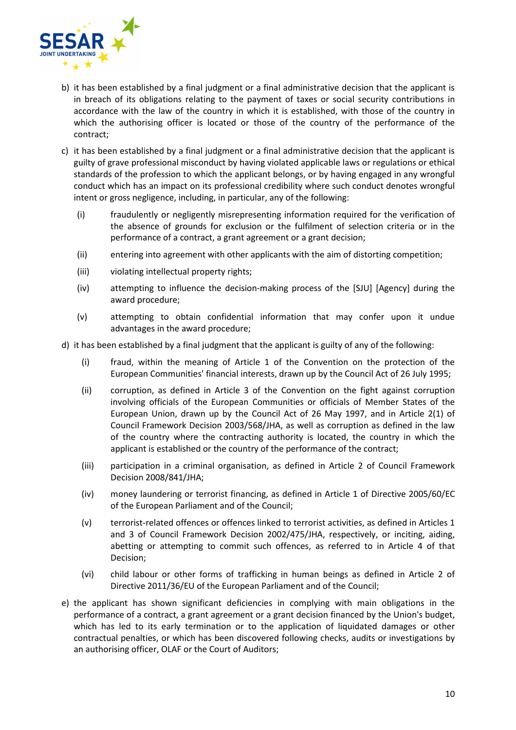b) it has been established by a final judgment or a final administrative decision that the applicant is in breach of its obligations relating to the payment of taxes or social security contributions in accordance with the law of the country in which it is established, with those of the country in which the authorising officer is located or those of the country of the performance of the contract;

c) it has been established by a final judgment or a final administrative decision that the applicant is guilty of grave professional misconduct by having violated applicable laws or regulations or ethical standards of the profession to which the applicant belongs, or by having engaged in any wrongful conduct which has an impact on its professional credibility where such conduct denotes wrongful intent or gross negligence, including, in particular, any of the following:

   (i) fraudulently or negligently misrepresenting information required for the verification of the absence of grounds for exclusion or the fulfilment of selection criteria or in the performance of a contract, a grant agreement or a grant decision;

   (ii) entering into agreement with other applicants with the aim of distorting competition;

   (iii) violating intellectual property rights;

   (iv) attempting to influence the decision-making process of the [SJU] [Agency] during the award procedure;

   (v) attempting to obtain confidential information that may confer upon it undue advantages in the award procedure;

d) it has been established by a final judgment that the applicant is guilty of any of the following:

   (i) fraud, within the meaning of Article 1 of the Convention on the protection of the European Communities' financial interests, drawn up by the Council Act of 26 July 1995;

   (ii) corruption, as defined in Article 3 of the Convention on the fight against corruption involving officials of the European Communities or officials of Member States of the European Union, drawn up by the Council Act of 26 May 1997, and in Article 2(1) of Council Framework Decision 2003/568/JHA, as well as corruption as defined in the law of the country where the contracting authority is located, the country in which the applicant is established or the country of the performance of the contract;

   (iii) participation in a criminal organisation, as defined in Article 2 of Council Framework Decision 2008/841/JHA;

   (iv) money laundering or terrorist financing, as defined in Article 1 of Directive 2005/60/EC of the European Parliament and of the Council;

   (v) terrorist-related offences or offences linked to terrorist activities, as defined in Articles 1 and 3 of Council Framework Decision 2002/475/JHA, respectively, or inciting, aiding, abetting or attempting to commit such offences, as referred to in Article 4 of that Decision;

   (vi) child labour or other forms of trafficking in human beings as defined in Article 2 of Directive 2011/36/EU of the European Parliament and of the Council;

e) the applicant has shown significant deficiencies in complying with main obligations in the performance of a contract, a grant agreement or a grant decision financed by the Union's budget, which has led to its early termination or to the application of liquidated damages or other contractual penalties, or which has been discovered following checks, audits or investigations by an authorising officer, OLAF or the Court of Auditors;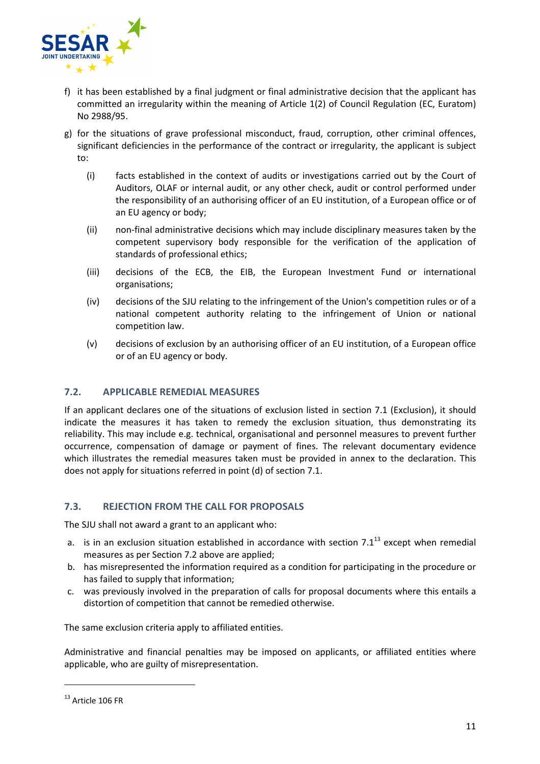f) it has been established by a final judgment or final administrative decision that the applicant has committed an irregularity within the meaning of Article 1(2) of Council Regulation (EC, Euratom) No 2988/95.

g) for the situations of grave professional misconduct, fraud, corruption, other criminal offences, significant deficiencies in the performance of the contract or irregularity, the applicant is subject to:

   (i) facts established in the context of audits or investigations carried out by the Court of Auditors, OLAF or internal audit, or any other check, audit or control performed under the responsibility of an authorising officer of an EU institution, of a European office or of an EU agency or body;

   (ii) non-final administrative decisions which may include disciplinary measures taken by the competent supervisory body responsible for the verification of the application of standards of professional ethics;

   (iii) decisions of the ECB, the EIB, the European Investment Fund or international organisations;

   (iv) decisions of the SJU relating to the infringement of the Union's competition rules or of a national competent authority relating to the infringement of Union or national competition law.

   (v) decisions of exclusion by an authorising officer of an EU institution, of a European office or of an EU agency or body.

## 7.2. APPLICABLE REMEDIAL MEASURES

If an applicant declares one of the situations of exclusion listed in section 7.1 (Exclusion), it should indicate the measures it has taken to remedy the exclusion situation, thus demonstrating its reliability. This may include e.g. technical, organisational and personnel measures to prevent further occurrence, compensation of damage or payment of fines. The relevant documentary evidence which illustrates the remedial measures taken must be provided in annex to the declaration. This does not apply for situations referred in point (d) of section 7.1.

## 7.3. REJECTION FROM THE CALL FOR PROPOSALS

The SJU shall not award a grant to an applicant who:

a. is in an exclusion situation established in accordance with section 7.1[13] except when remedial measures as per Section 7.2 above are applied;
b. has misrepresented the information required as a condition for participating in the procedure or has failed to supply that information;
c. was previously involved in the preparation of calls for proposal documents where this entails a distortion of competition that cannot be remedied otherwise.

The same exclusion criteria apply to affiliated entities.

Administrative and financial penalties may be imposed on applicants, or affiliated entities where applicable, who are guilty of misrepresentation.

---

[13] Article 106 FR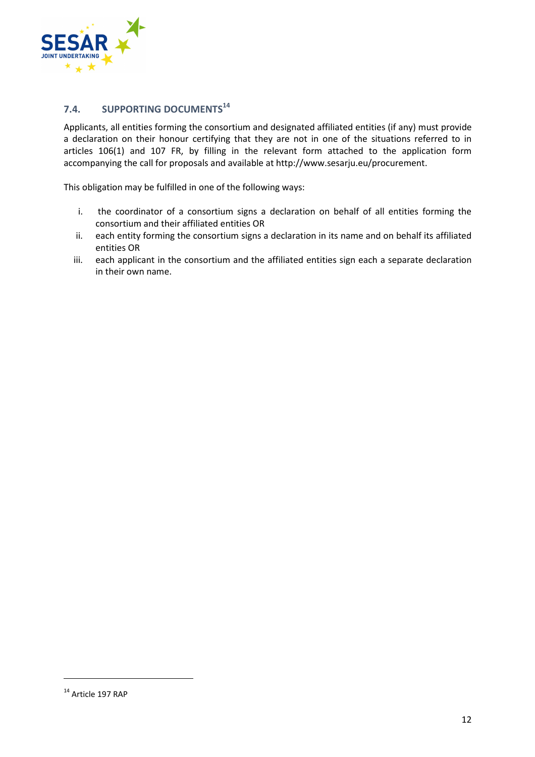## 7.4. SUPPORTING DOCUMENTS[14]

Applicants, all entities forming the consortium and designated affiliated entities (if any) must provide a declaration on their honour certifying that they are not in one of the situations referred to in articles 106(1) and 107 FR, by filling in the relevant form attached to the application form accompanying the call for proposals and available at http://www.sesarju.eu/procurement.

This obligation may be fulfilled in one of the following ways:

i. the coordinator of a consortium signs a declaration on behalf of all entities forming the consortium and their affiliated entities OR
ii. each entity forming the consortium signs a declaration in its name and on behalf its affiliated entities OR
iii. each applicant in the consortium and the affiliated entities sign each a separate declaration in their own name.

---

[14] Article 197 RAP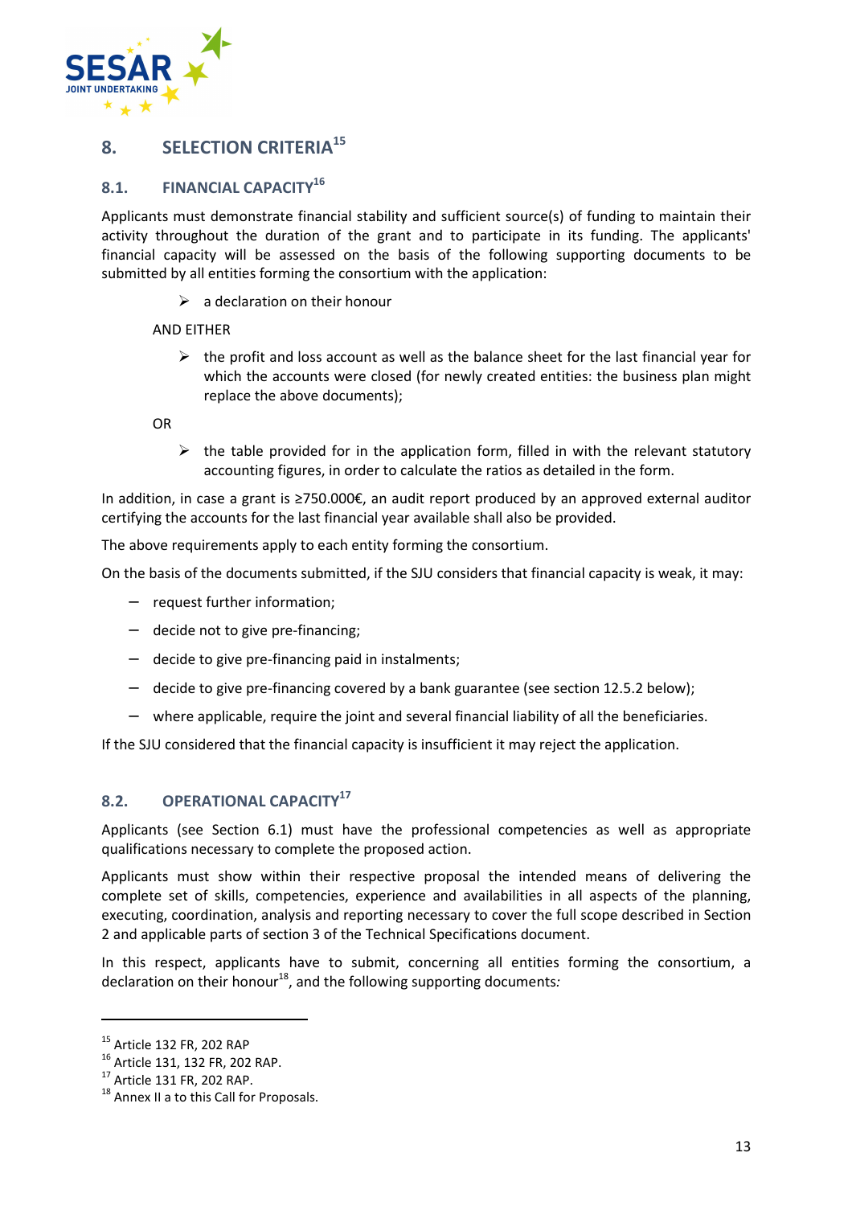# 8. SELECTION CRITERIA[15]

## 8.1. FINANCIAL CAPACITY[16]

Applicants must demonstrate financial stability and sufficient source(s) of funding to maintain their activity throughout the duration of the grant and to participate in its funding. The applicants' financial capacity will be assessed on the basis of the following supporting documents to be submitted by all entities forming the consortium with the application:

- a declaration on their honour

AND EITHER

- the profit and loss account as well as the balance sheet for the last financial year for which the accounts were closed (for newly created entities: the business plan might replace the above documents);

OR

- the table provided for in the application form, filled in with the relevant statutory accounting figures, in order to calculate the ratios as detailed in the form.

In addition, in case a grant is ≥750.000€, an audit report produced by an approved external auditor certifying the accounts for the last financial year available shall also be provided.

The above requirements apply to each entity forming the consortium.

On the basis of the documents submitted, if the SJU considers that financial capacity is weak, it may:

- request further information;
- decide not to give pre-financing;
- decide to give pre-financing paid in instalments;
- decide to give pre-financing covered by a bank guarantee (see section 12.5.2 below);
- where applicable, require the joint and several financial liability of all the beneficiaries.

If the SJU considered that the financial capacity is insufficient it may reject the application.

## 8.2. OPERATIONAL CAPACITY[17]

Applicants (see Section 6.1) must have the professional competencies as well as appropriate qualifications necessary to complete the proposed action.

Applicants must show within their respective proposal the intended means of delivering the complete set of skills, competencies, experience and availabilities in all aspects of the planning, executing, coordination, analysis and reporting necessary to cover the full scope described in Section 2 and applicable parts of section 3 of the Technical Specifications document.

In this respect, applicants have to submit, concerning all entities forming the consortium, a declaration on their honour[18], and the following supporting documents*:*

---

[15] Article 132 FR, 202 RAP

[16] Article 131, 132 FR, 202 RAP.

[17] Article 131 FR, 202 RAP.

[18] Annex II a to this Call for Proposals.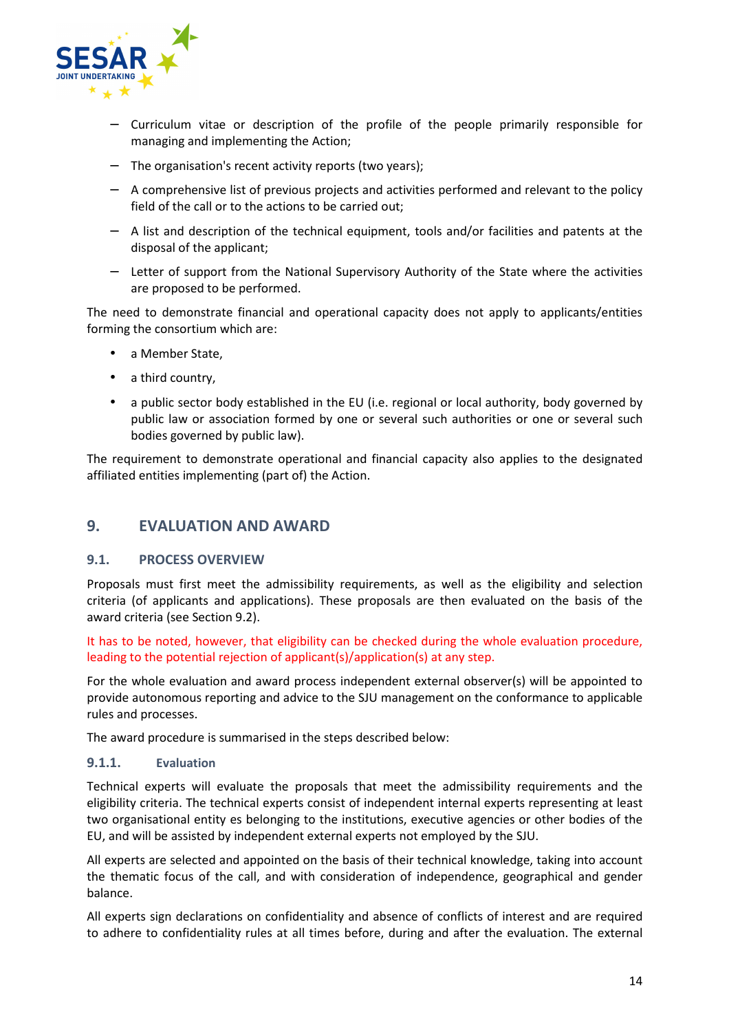- Curriculum vitae or description of the profile of the people primarily responsible for managing and implementing the Action;
- The organisation's recent activity reports (two years);
- A comprehensive list of previous projects and activities performed and relevant to the policy field of the call or to the actions to be carried out;
- A list and description of the technical equipment, tools and/or facilities and patents at the disposal of the applicant;
- Letter of support from the National Supervisory Authority of the State where the activities are proposed to be performed.

The need to demonstrate financial and operational capacity does not apply to applicants/entities forming the consortium which are:

- a Member State,
- a third country,
- a public sector body established in the EU (i.e. regional or local authority, body governed by public law or association formed by one or several such authorities or one or several such bodies governed by public law).

The requirement to demonstrate operational and financial capacity also applies to the designated affiliated entities implementing (part of) the Action.

## 9. EVALUATION AND AWARD

### 9.1. PROCESS OVERVIEW

Proposals must first meet the admissibility requirements, as well as the eligibility and selection criteria (of applicants and applications). These proposals are then evaluated on the basis of the award criteria (see Section 9.2).

It has to be noted, however, that eligibility can be checked during the whole evaluation procedure, leading to the potential rejection of applicant(s)/application(s) at any step.

For the whole evaluation and award process independent external observer(s) will be appointed to provide autonomous reporting and advice to the SJU management on the conformance to applicable rules and processes.

The award procedure is summarised in the steps described below:

#### 9.1.1. Evaluation

Technical experts will evaluate the proposals that meet the admissibility requirements and the eligibility criteria. The technical experts consist of independent internal experts representing at least two organisational entity es belonging to the institutions, executive agencies or other bodies of the EU, and will be assisted by independent external experts not employed by the SJU.

All experts are selected and appointed on the basis of their technical knowledge, taking into account the thematic focus of the call, and with consideration of independence, geographical and gender balance.

All experts sign declarations on confidentiality and absence of conflicts of interest and are required to adhere to confidentiality rules at all times before, during and after the evaluation. The external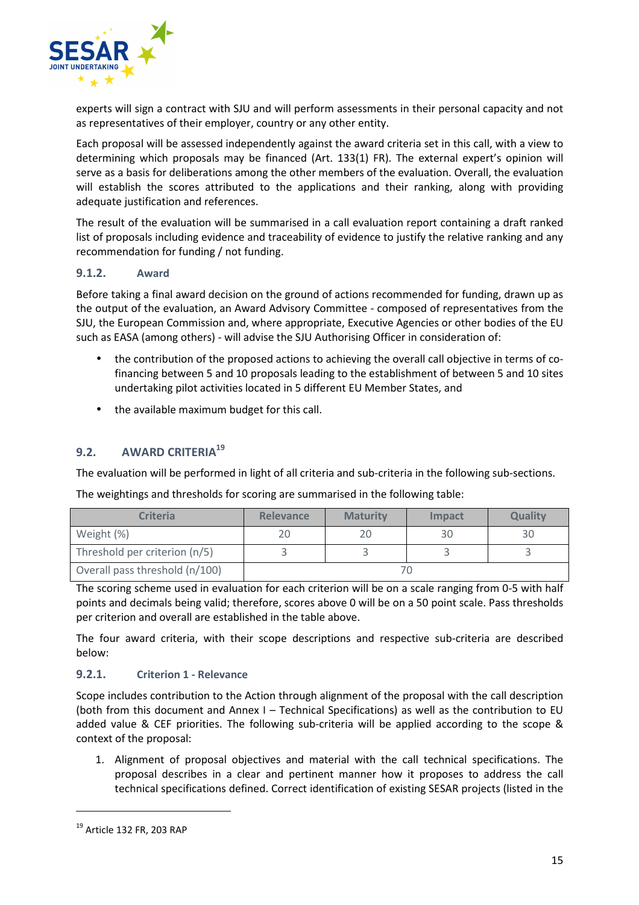experts will sign a contract with SJU and will perform assessments in their personal capacity and not as representatives of their employer, country or any other entity.

Each proposal will be assessed independently against the award criteria set in this call, with a view to determining which proposals may be financed (Art. 133(1) FR). The external expert's opinion will serve as a basis for deliberations among the other members of the evaluation. Overall, the evaluation will establish the scores attributed to the applications and their ranking, along with providing adequate justification and references.

The result of the evaluation will be summarised in a call evaluation report containing a draft ranked list of proposals including evidence and traceability of evidence to justify the relative ranking and any recommendation for funding / not funding.

### 9.1.2. Award

Before taking a final award decision on the ground of actions recommended for funding, drawn up as the output of the evaluation, an Award Advisory Committee - composed of representatives from the SJU, the European Commission and, where appropriate, Executive Agencies or other bodies of the EU such as EASA (among others) - will advise the SJU Authorising Officer in consideration of:

- the contribution of the proposed actions to achieving the overall call objective in terms of co-financing between 5 and 10 proposals leading to the establishment of between 5 and 10 sites undertaking pilot activities located in 5 different EU Member States, and
- the available maximum budget for this call.

## 9.2. AWARD CRITERIA[19]

The evaluation will be performed in light of all criteria and sub-criteria in the following sub-sections.

The weightings and thresholds for scoring are summarised in the following table:

| Criteria | Relevance | Maturity | Impact | Quality |
|---|---|---|---|---|
| Weight (%) | 20 | 20 | 30 | 30 |
| Threshold per criterion (n/5) | 3 | 3 | 3 | 3 |
| Overall pass threshold (n/100) | 70 | | | |

The scoring scheme used in evaluation for each criterion will be on a scale ranging from 0-5 with half points and decimals being valid; therefore, scores above 0 will be on a 50 point scale. Pass thresholds per criterion and overall are established in the table above.

The four award criteria, with their scope descriptions and respective sub-criteria are described below:

### 9.2.1. Criterion 1 - Relevance

Scope includes contribution to the Action through alignment of the proposal with the call description (both from this document and Annex I – Technical Specifications) as well as the contribution to EU added value & CEF priorities. The following sub-criteria will be applied according to the scope & context of the proposal:

1. Alignment of proposal objectives and material with the call technical specifications. The proposal describes in a clear and pertinent manner how it proposes to address the call technical specifications defined. Correct identification of existing SESAR projects (listed in the

---

[19] Article 132 FR, 203 RAP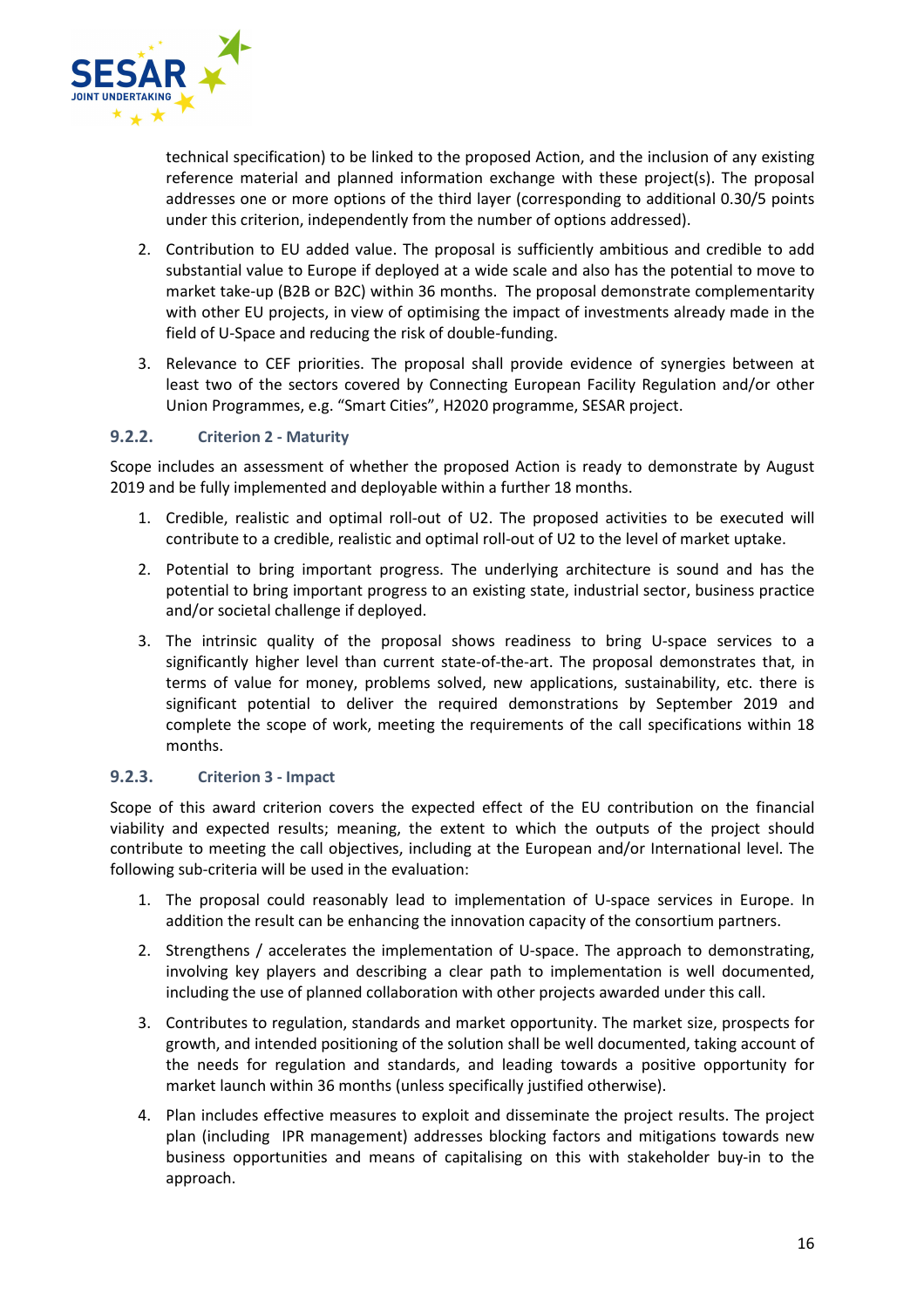technical specification) to be linked to the proposed Action, and the inclusion of any existing reference material and planned information exchange with these project(s). The proposal addresses one or more options of the third layer (corresponding to additional 0.30/5 points under this criterion, independently from the number of options addressed).

2. Contribution to EU added value. The proposal is sufficiently ambitious and credible to add substantial value to Europe if deployed at a wide scale and also has the potential to move to market take-up (B2B or B2C) within 36 months. The proposal demonstrate complementarity with other EU projects, in view of optimising the impact of investments already made in the field of U-Space and reducing the risk of double-funding.

3. Relevance to CEF priorities. The proposal shall provide evidence of synergies between at least two of the sectors covered by Connecting European Facility Regulation and/or other Union Programmes, e.g. "Smart Cities", H2020 programme, SESAR project.

### 9.2.2. Criterion 2 - Maturity

Scope includes an assessment of whether the proposed Action is ready to demonstrate by August 2019 and be fully implemented and deployable within a further 18 months.

1. Credible, realistic and optimal roll-out of U2. The proposed activities to be executed will contribute to a credible, realistic and optimal roll-out of U2 to the level of market uptake.

2. Potential to bring important progress. The underlying architecture is sound and has the potential to bring important progress to an existing state, industrial sector, business practice and/or societal challenge if deployed.

3. The intrinsic quality of the proposal shows readiness to bring U-space services to a significantly higher level than current state-of-the-art. The proposal demonstrates that, in terms of value for money, problems solved, new applications, sustainability, etc. there is significant potential to deliver the required demonstrations by September 2019 and complete the scope of work, meeting the requirements of the call specifications within 18 months.

### 9.2.3. Criterion 3 - Impact

Scope of this award criterion covers the expected effect of the EU contribution on the financial viability and expected results; meaning, the extent to which the outputs of the project should contribute to meeting the call objectives, including at the European and/or International level. The following sub-criteria will be used in the evaluation:

1. The proposal could reasonably lead to implementation of U-space services in Europe. In addition the result can be enhancing the innovation capacity of the consortium partners.

2. Strengthens / accelerates the implementation of U-space. The approach to demonstrating, involving key players and describing a clear path to implementation is well documented, including the use of planned collaboration with other projects awarded under this call.

3. Contributes to regulation, standards and market opportunity. The market size, prospects for growth, and intended positioning of the solution shall be well documented, taking account of the needs for regulation and standards, and leading towards a positive opportunity for market launch within 36 months (unless specifically justified otherwise).

4. Plan includes effective measures to exploit and disseminate the project results. The project plan (including IPR management) addresses blocking factors and mitigations towards new business opportunities and means of capitalising on this with stakeholder buy-in to the approach.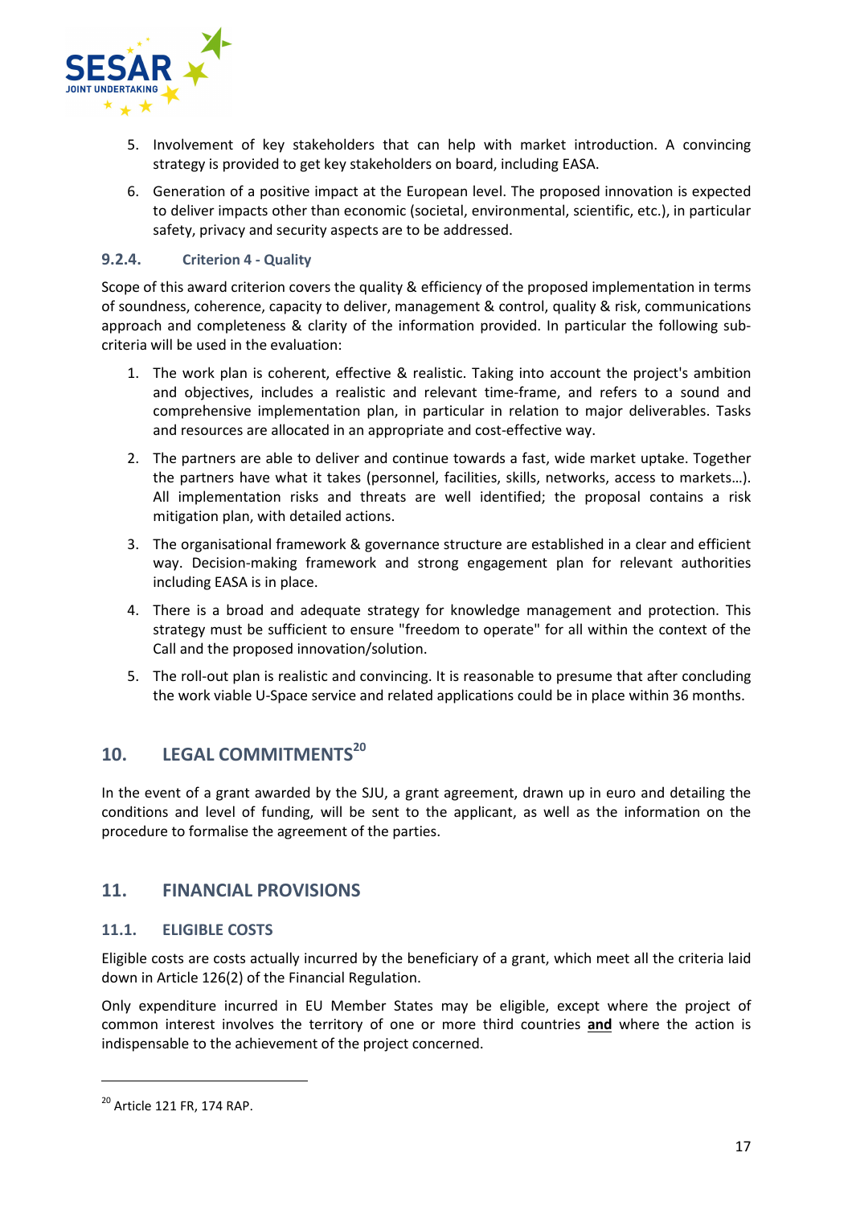5. Involvement of key stakeholders that can help with market introduction. A convincing strategy is provided to get key stakeholders on board, including EASA.
6. Generation of a positive impact at the European level. The proposed innovation is expected to deliver impacts other than economic (societal, environmental, scientific, etc.), in particular safety, privacy and security aspects are to be addressed.

### 9.2.4. Criterion 4 - Quality

Scope of this award criterion covers the quality & efficiency of the proposed implementation in terms of soundness, coherence, capacity to deliver, management & control, quality & risk, communications approach and completeness & clarity of the information provided. In particular the following sub-criteria will be used in the evaluation:

1. The work plan is coherent, effective & realistic. Taking into account the project's ambition and objectives, includes a realistic and relevant time-frame, and refers to a sound and comprehensive implementation plan, in particular in relation to major deliverables. Tasks and resources are allocated in an appropriate and cost-effective way.
2. The partners are able to deliver and continue towards a fast, wide market uptake. Together the partners have what it takes (personnel, facilities, skills, networks, access to markets…). All implementation risks and threats are well identified; the proposal contains a risk mitigation plan, with detailed actions.
3. The organisational framework & governance structure are established in a clear and efficient way. Decision-making framework and strong engagement plan for relevant authorities including EASA is in place.
4. There is a broad and adequate strategy for knowledge management and protection. This strategy must be sufficient to ensure "freedom to operate" for all within the context of the Call and the proposed innovation/solution.
5. The roll-out plan is realistic and convincing. It is reasonable to presume that after concluding the work viable U-Space service and related applications could be in place within 36 months.

## 10. LEGAL COMMITMENTS[20]

In the event of a grant awarded by the SJU, a grant agreement, drawn up in euro and detailing the conditions and level of funding, will be sent to the applicant, as well as the information on the procedure to formalise the agreement of the parties.

## 11. FINANCIAL PROVISIONS

### 11.1. ELIGIBLE COSTS

Eligible costs are costs actually incurred by the beneficiary of a grant, which meet all the criteria laid down in Article 126(2) of the Financial Regulation.

Only expenditure incurred in EU Member States may be eligible, except where the project of common interest involves the territory of one or more third countries **and** where the action is indispensable to the achievement of the project concerned.

[20] Article 121 FR, 174 RAP.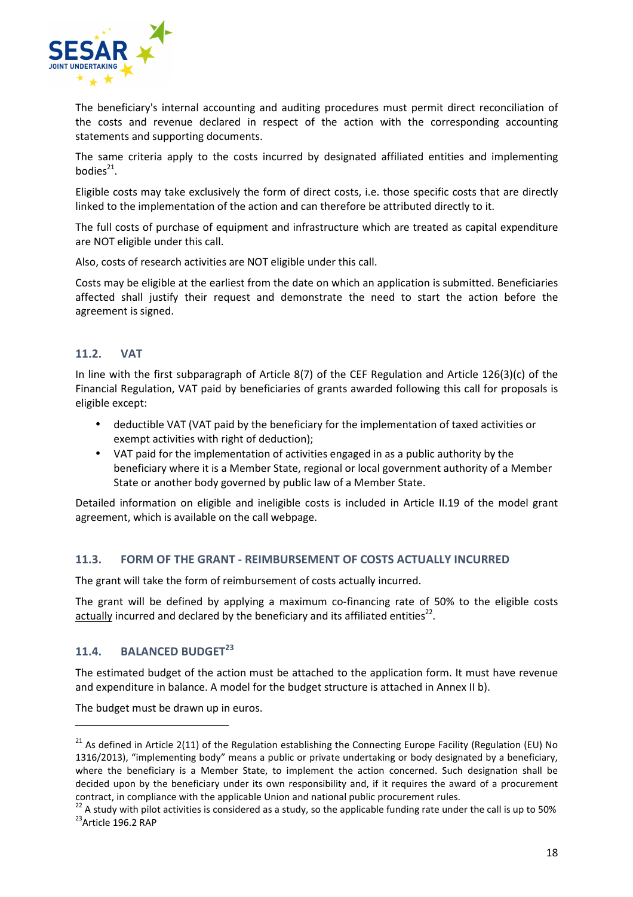The beneficiary's internal accounting and auditing procedures must permit direct reconciliation of the costs and revenue declared in respect of the action with the corresponding accounting statements and supporting documents.

The same criteria apply to the costs incurred by designated affiliated entities and implementing bodies[21].

Eligible costs may take exclusively the form of direct costs, i.e. those specific costs that are directly linked to the implementation of the action and can therefore be attributed directly to it.

The full costs of purchase of equipment and infrastructure which are treated as capital expenditure are NOT eligible under this call.

Also, costs of research activities are NOT eligible under this call.

Costs may be eligible at the earliest from the date on which an application is submitted. Beneficiaries affected shall justify their request and demonstrate the need to start the action before the agreement is signed.

### 11.2. VAT

In line with the first subparagraph of Article 8(7) of the CEF Regulation and Article 126(3)(c) of the Financial Regulation, VAT paid by beneficiaries of grants awarded following this call for proposals is eligible except:

- deductible VAT (VAT paid by the beneficiary for the implementation of taxed activities or exempt activities with right of deduction);
- VAT paid for the implementation of activities engaged in as a public authority by the beneficiary where it is a Member State, regional or local government authority of a Member State or another body governed by public law of a Member State.

Detailed information on eligible and ineligible costs is included in Article II.19 of the model grant agreement, which is available on the call webpage.

### 11.3. FORM OF THE GRANT - REIMBURSEMENT OF COSTS ACTUALLY INCURRED

The grant will take the form of reimbursement of costs actually incurred.

The grant will be defined by applying a maximum co-financing rate of 50% to the eligible costs <u>actually</u> incurred and declared by the beneficiary and its affiliated entities[22].

### 11.4. BALANCED BUDGET[23]

The estimated budget of the action must be attached to the application form. It must have revenue and expenditure in balance. A model for the budget structure is attached in Annex II b).

The budget must be drawn up in euros.

---

[21] As defined in Article 2(11) of the Regulation establishing the Connecting Europe Facility (Regulation (EU) No 1316/2013), "implementing body" means a public or private undertaking or body designated by a beneficiary, where the beneficiary is a Member State, to implement the action concerned. Such designation shall be decided upon by the beneficiary under its own responsibility and, if it requires the award of a procurement contract, in compliance with the applicable Union and national public procurement rules.

[22] A study with pilot activities is considered as a study, so the applicable funding rate under the call is up to 50%

[23] Article 196.2 RAP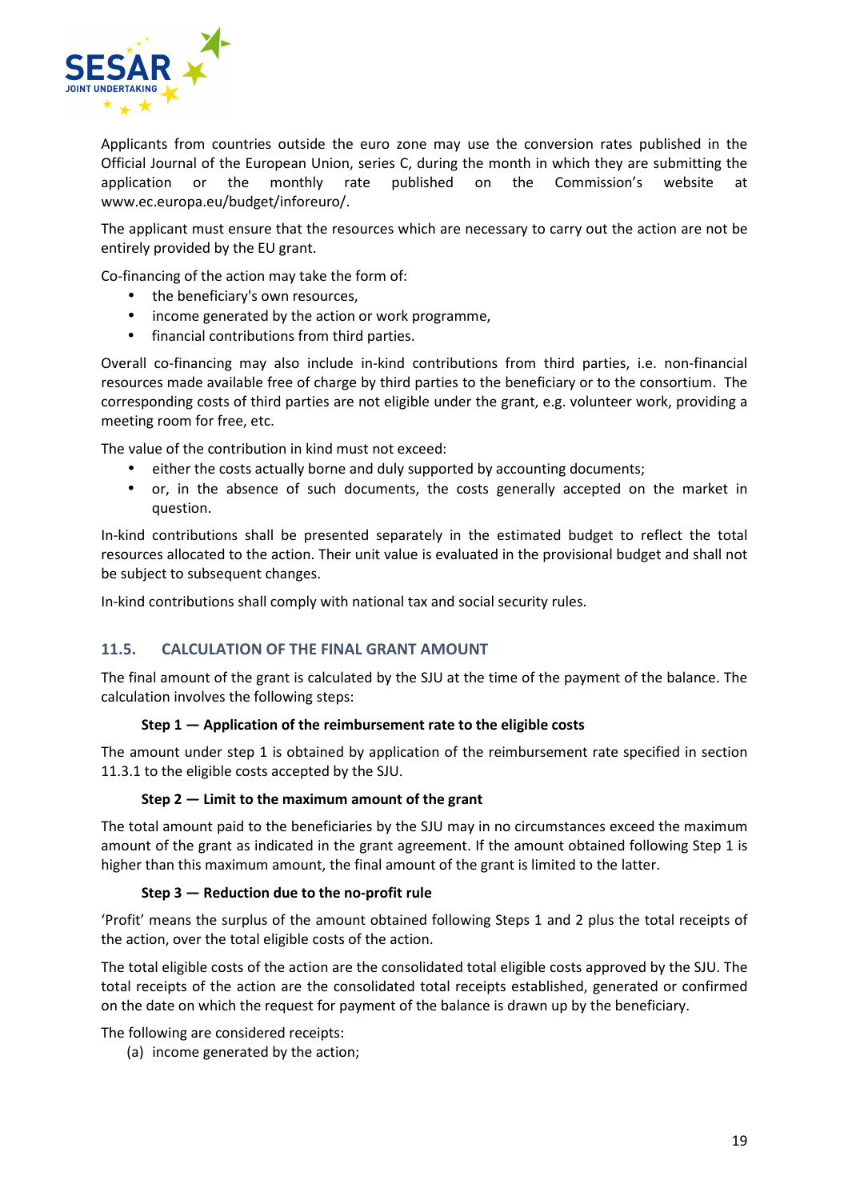Applicants from countries outside the euro zone may use the conversion rates published in the Official Journal of the European Union, series C, during the month in which they are submitting the application or the monthly rate published on the Commission's website at www.ec.europa.eu/budget/inforeuro/.

The applicant must ensure that the resources which are necessary to carry out the action are not be entirely provided by the EU grant.

Co-financing of the action may take the form of:

- the beneficiary's own resources,
- income generated by the action or work programme,
- financial contributions from third parties.

Overall co-financing may also include in-kind contributions from third parties, i.e. non-financial resources made available free of charge by third parties to the beneficiary or to the consortium. The corresponding costs of third parties are not eligible under the grant, e.g. volunteer work, providing a meeting room for free, etc.

The value of the contribution in kind must not exceed:

- either the costs actually borne and duly supported by accounting documents;
- or, in the absence of such documents, the costs generally accepted on the market in question.

In-kind contributions shall be presented separately in the estimated budget to reflect the total resources allocated to the action. Their unit value is evaluated in the provisional budget and shall not be subject to subsequent changes.

In-kind contributions shall comply with national tax and social security rules.

## 11.5. CALCULATION OF THE FINAL GRANT AMOUNT

The final amount of the grant is calculated by the SJU at the time of the payment of the balance. The calculation involves the following steps:

**Step 1 — Application of the reimbursement rate to the eligible costs**

The amount under step 1 is obtained by application of the reimbursement rate specified in section 11.3.1 to the eligible costs accepted by the SJU.

**Step 2 — Limit to the maximum amount of the grant**

The total amount paid to the beneficiaries by the SJU may in no circumstances exceed the maximum amount of the grant as indicated in the grant agreement. If the amount obtained following Step 1 is higher than this maximum amount, the final amount of the grant is limited to the latter.

**Step 3 — Reduction due to the no-profit rule**

'Profit' means the surplus of the amount obtained following Steps 1 and 2 plus the total receipts of the action, over the total eligible costs of the action.

The total eligible costs of the action are the consolidated total eligible costs approved by the SJU. The total receipts of the action are the consolidated total receipts established, generated or confirmed on the date on which the request for payment of the balance is drawn up by the beneficiary.

The following are considered receipts:

(a) income generated by the action;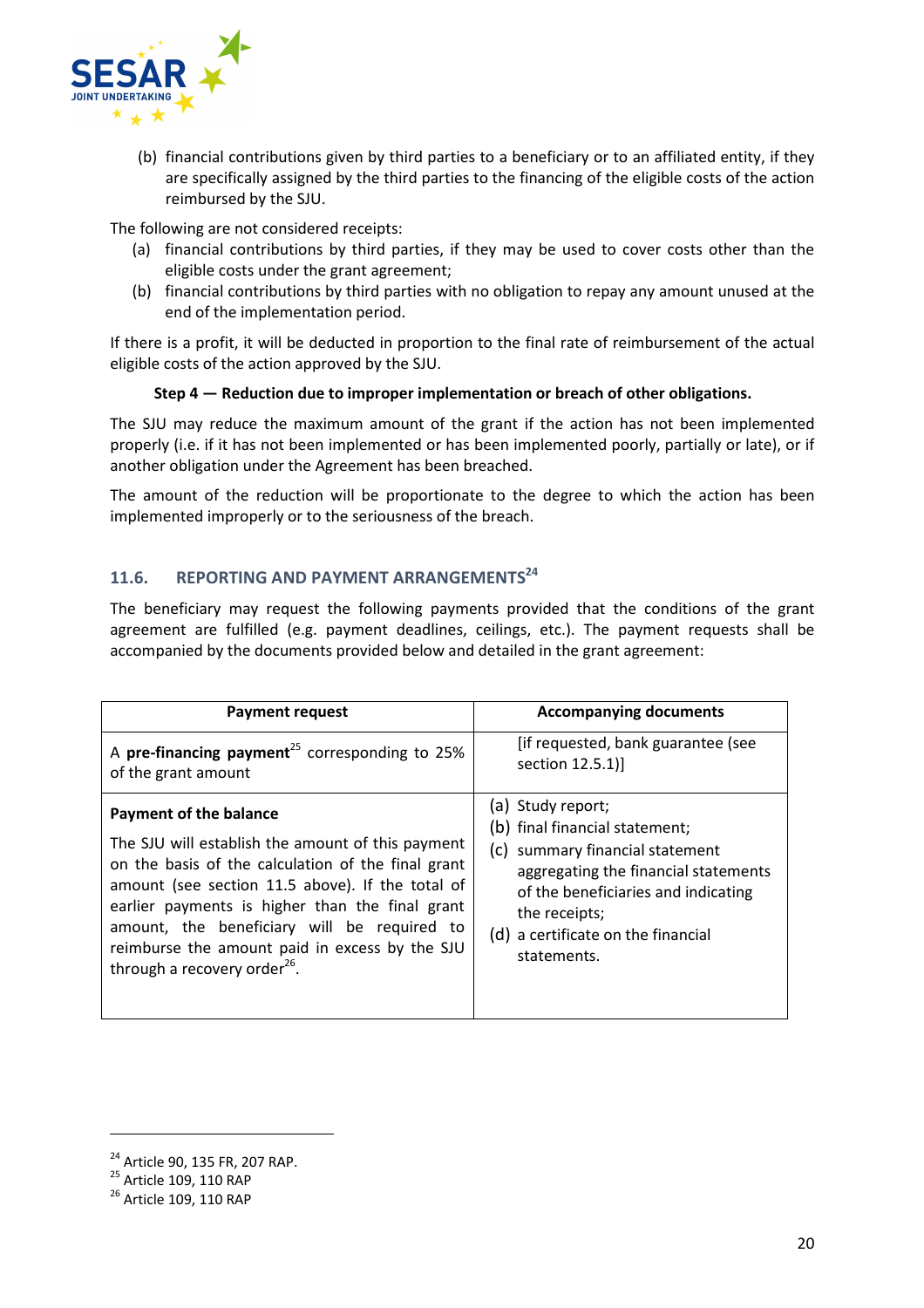(b) financial contributions given by third parties to a beneficiary or to an affiliated entity, if they are specifically assigned by the third parties to the financing of the eligible costs of the action reimbursed by the SJU.

The following are not considered receipts:

(a) financial contributions by third parties, if they may be used to cover costs other than the eligible costs under the grant agreement;

(b) financial contributions by third parties with no obligation to repay any amount unused at the end of the implementation period.

If there is a profit, it will be deducted in proportion to the final rate of reimbursement of the actual eligible costs of the action approved by the SJU.

**Step 4 — Reduction due to improper implementation or breach of other obligations.**

The SJU may reduce the maximum amount of the grant if the action has not been implemented properly (i.e. if it has not been implemented or has been implemented poorly, partially or late), or if another obligation under the Agreement has been breached.

The amount of the reduction will be proportionate to the degree to which the action has been implemented improperly or to the seriousness of the breach.

## 11.6. REPORTING AND PAYMENT ARRANGEMENTS[24]

The beneficiary may request the following payments provided that the conditions of the grant agreement are fulfilled (e.g. payment deadlines, ceilings, etc.). The payment requests shall be accompanied by the documents provided below and detailed in the grant agreement:

| Payment request | Accompanying documents |
|---|---|
| A **pre-financing payment**[25] corresponding to 25% of the grant amount | [if requested, bank guarantee (see section 12.5.1)] |
| **Payment of the balance**<br>The SJU will establish the amount of this payment on the basis of the calculation of the final grant amount (see section 11.5 above). If the total of earlier payments is higher than the final grant amount, the beneficiary will be required to reimburse the amount paid in excess by the SJU through a recovery order[26]. | (a) Study report;<br>(b) final financial statement;<br>(c) summary financial statement aggregating the financial statements of the beneficiaries and indicating the receipts;<br>(d) a certificate on the financial statements. |

[24] Article 90, 135 FR, 207 RAP.

[25] Article 109, 110 RAP

[26] Article 109, 110 RAP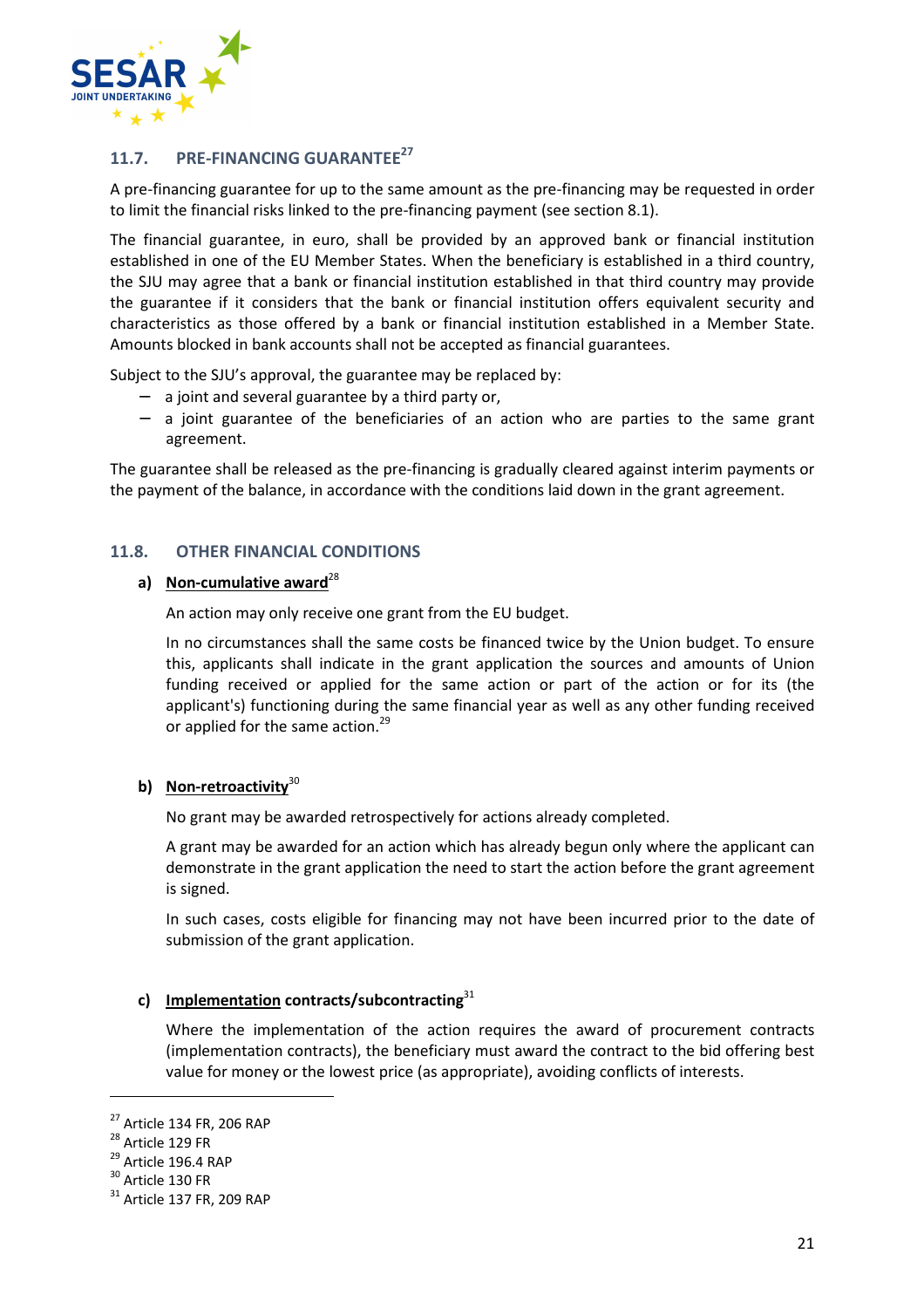### 11.7. PRE-FINANCING GUARANTEE[27]

A pre-financing guarantee for up to the same amount as the pre-financing may be requested in order to limit the financial risks linked to the pre-financing payment (see section 8.1).

The financial guarantee, in euro, shall be provided by an approved bank or financial institution established in one of the EU Member States. When the beneficiary is established in a third country, the SJU may agree that a bank or financial institution established in that third country may provide the guarantee if it considers that the bank or financial institution offers equivalent security and characteristics as those offered by a bank or financial institution established in a Member State. Amounts blocked in bank accounts shall not be accepted as financial guarantees.

Subject to the SJU's approval, the guarantee may be replaced by:

- a joint and several guarantee by a third party or,
- a joint guarantee of the beneficiaries of an action who are parties to the same grant agreement.

The guarantee shall be released as the pre-financing is gradually cleared against interim payments or the payment of the balance, in accordance with the conditions laid down in the grant agreement.

### 11.8. OTHER FINANCIAL CONDITIONS

**a) Non-cumulative award**[28]

An action may only receive one grant from the EU budget.

In no circumstances shall the same costs be financed twice by the Union budget. To ensure this, applicants shall indicate in the grant application the sources and amounts of Union funding received or applied for the same action or part of the action or for its (the applicant's) functioning during the same financial year as well as any other funding received or applied for the same action.[29]

**b) Non-retroactivity**[30]

No grant may be awarded retrospectively for actions already completed.

A grant may be awarded for an action which has already begun only where the applicant can demonstrate in the grant application the need to start the action before the grant agreement is signed.

In such cases, costs eligible for financing may not have been incurred prior to the date of submission of the grant application.

**c) Implementation contracts/subcontracting**[31]

Where the implementation of the action requires the award of procurement contracts (implementation contracts), the beneficiary must award the contract to the bid offering best value for money or the lowest price (as appropriate), avoiding conflicts of interests.

---

[27] Article 134 FR, 206 RAP

[28] Article 129 FR

[29] Article 196.4 RAP

[30] Article 130 FR

[31] Article 137 FR, 209 RAP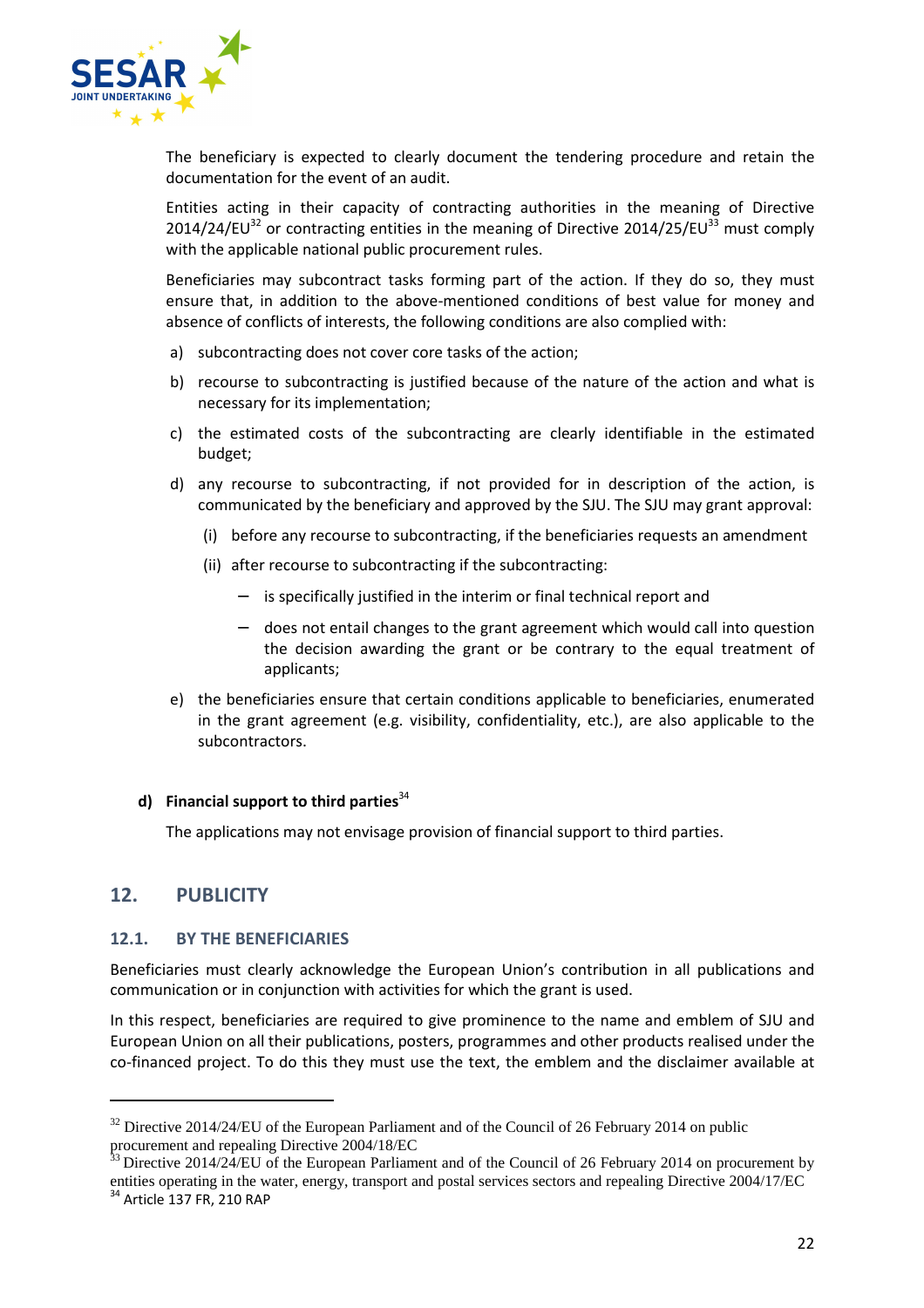The beneficiary is expected to clearly document the tendering procedure and retain the documentation for the event of an audit.

Entities acting in their capacity of contracting authorities in the meaning of Directive 2014/24/EU[32] or contracting entities in the meaning of Directive 2014/25/EU[33] must comply with the applicable national public procurement rules.

Beneficiaries may subcontract tasks forming part of the action. If they do so, they must ensure that, in addition to the above-mentioned conditions of best value for money and absence of conflicts of interests, the following conditions are also complied with:

a) subcontracting does not cover core tasks of the action;

b) recourse to subcontracting is justified because of the nature of the action and what is necessary for its implementation;

c) the estimated costs of the subcontracting are clearly identifiable in the estimated budget;

d) any recourse to subcontracting, if not provided for in description of the action, is communicated by the beneficiary and approved by the SJU. The SJU may grant approval:

   (i) before any recourse to subcontracting, if the beneficiaries requests an amendment

   (ii) after recourse to subcontracting if the subcontracting:

   – is specifically justified in the interim or final technical report and

   – does not entail changes to the grant agreement which would call into question the decision awarding the grant or be contrary to the equal treatment of applicants;

e) the beneficiaries ensure that certain conditions applicable to beneficiaries, enumerated in the grant agreement (e.g. visibility, confidentiality, etc.), are also applicable to the subcontractors.

**d) Financial support to third parties[34]**

The applications may not envisage provision of financial support to third parties.

## 12. PUBLICITY

### 12.1. BY THE BENEFICIARIES

Beneficiaries must clearly acknowledge the European Union's contribution in all publications and communication or in conjunction with activities for which the grant is used.

In this respect, beneficiaries are required to give prominence to the name and emblem of SJU and European Union on all their publications, posters, programmes and other products realised under the co-financed project. To do this they must use the text, the emblem and the disclaimer available at

---

[32] Directive 2014/24/EU of the European Parliament and of the Council of 26 February 2014 on public procurement and repealing Directive 2004/18/EC

[33] Directive 2014/24/EU of the European Parliament and of the Council of 26 February 2014 on procurement by entities operating in the water, energy, transport and postal services sectors and repealing Directive 2004/17/EC

[34] Article 137 FR, 210 RAP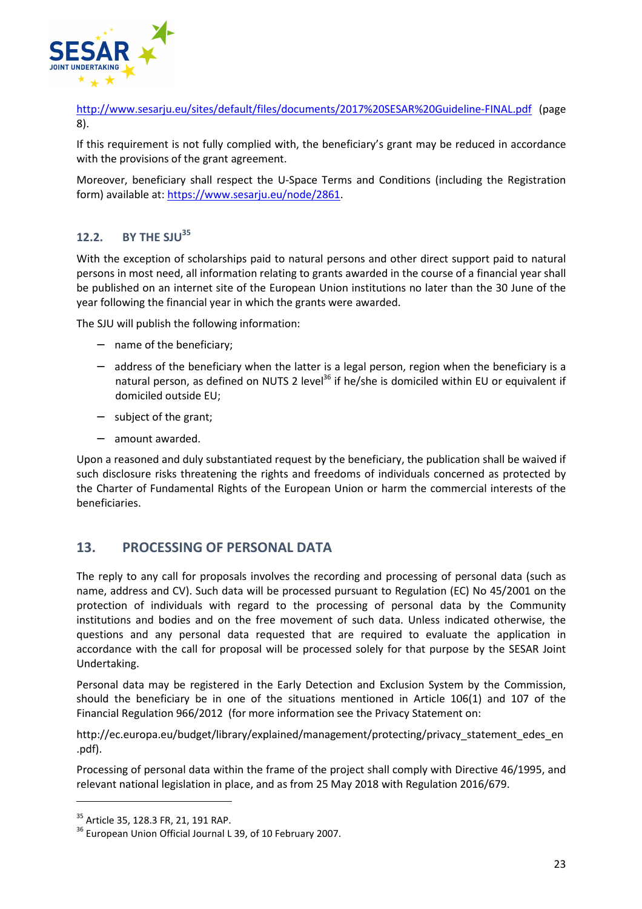http://www.sesarju.eu/sites/default/files/documents/2017%20SESAR%20Guideline-FINAL.pdf (page 8).

If this requirement is not fully complied with, the beneficiary's grant may be reduced in accordance with the provisions of the grant agreement.

Moreover, beneficiary shall respect the U-Space Terms and Conditions (including the Registration form) available at: https://www.sesarju.eu/node/2861.

### 12.2. BY THE SJU[35]

With the exception of scholarships paid to natural persons and other direct support paid to natural persons in most need, all information relating to grants awarded in the course of a financial year shall be published on an internet site of the European Union institutions no later than the 30 June of the year following the financial year in which the grants were awarded.

The SJU will publish the following information:

- name of the beneficiary;
- address of the beneficiary when the latter is a legal person, region when the beneficiary is a natural person, as defined on NUTS 2 level[36] if he/she is domiciled within EU or equivalent if domiciled outside EU;
- subject of the grant;
- amount awarded.

Upon a reasoned and duly substantiated request by the beneficiary, the publication shall be waived if such disclosure risks threatening the rights and freedoms of individuals concerned as protected by the Charter of Fundamental Rights of the European Union or harm the commercial interests of the beneficiaries.

## 13. PROCESSING OF PERSONAL DATA

The reply to any call for proposals involves the recording and processing of personal data (such as name, address and CV). Such data will be processed pursuant to Regulation (EC) No 45/2001 on the protection of individuals with regard to the processing of personal data by the Community institutions and bodies and on the free movement of such data. Unless indicated otherwise, the questions and any personal data requested that are required to evaluate the application in accordance with the call for proposal will be processed solely for that purpose by the SESAR Joint Undertaking.

Personal data may be registered in the Early Detection and Exclusion System by the Commission, should the beneficiary be in one of the situations mentioned in Article 106(1) and 107 of the Financial Regulation 966/2012 (for more information see the Privacy Statement on:

http://ec.europa.eu/budget/library/explained/management/protecting/privacy_statement_edes_en.pdf).

Processing of personal data within the frame of the project shall comply with Directive 46/1995, and relevant national legislation in place, and as from 25 May 2018 with Regulation 2016/679.

---

[35] Article 35, 128.3 FR, 21, 191 RAP.

[36] European Union Official Journal L 39, of 10 February 2007.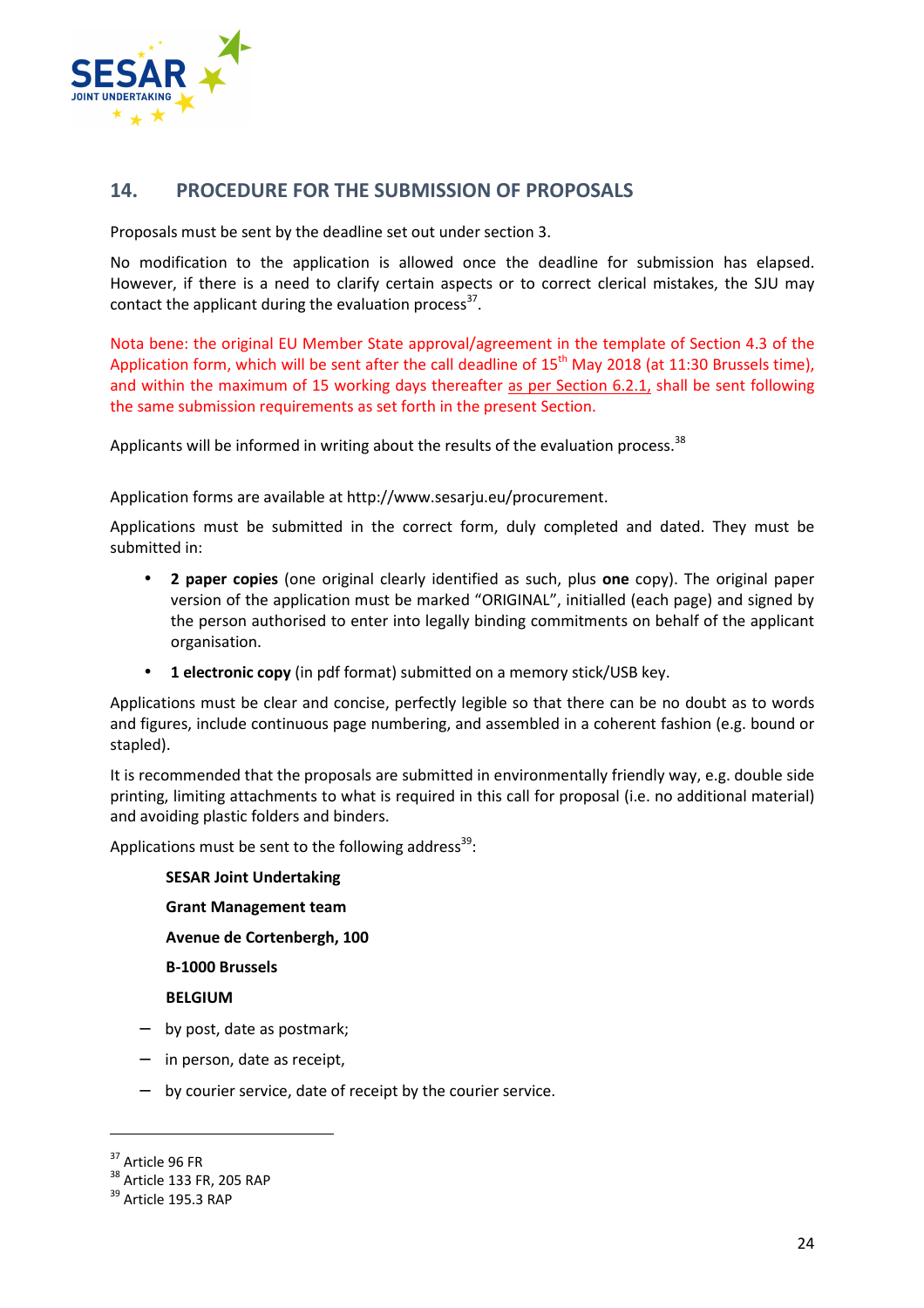## 14. PROCEDURE FOR THE SUBMISSION OF PROPOSALS

Proposals must be sent by the deadline set out under section 3.

No modification to the application is allowed once the deadline for submission has elapsed. However, if there is a need to clarify certain aspects or to correct clerical mistakes, the SJU may contact the applicant during the evaluation process[37].

Nota bene: the original EU Member State approval/agreement in the template of Section 4.3 of the Application form, which will be sent after the call deadline of 15th May 2018 (at 11:30 Brussels time), and within the maximum of 15 working days thereafter as per Section 6.2.1, shall be sent following the same submission requirements as set forth in the present Section.

Applicants will be informed in writing about the results of the evaluation process.[38]

Application forms are available at http://www.sesarju.eu/procurement.

Applications must be submitted in the correct form, duly completed and dated. They must be submitted in:

- **2 paper copies** (one original clearly identified as such, plus **one** copy). The original paper version of the application must be marked "ORIGINAL", initialled (each page) and signed by the person authorised to enter into legally binding commitments on behalf of the applicant organisation.
- **1 electronic copy** (in pdf format) submitted on a memory stick/USB key.

Applications must be clear and concise, perfectly legible so that there can be no doubt as to words and figures, include continuous page numbering, and assembled in a coherent fashion (e.g. bound or stapled).

It is recommended that the proposals are submitted in environmentally friendly way, e.g. double side printing, limiting attachments to what is required in this call for proposal (i.e. no additional material) and avoiding plastic folders and binders.

Applications must be sent to the following address[39]:

**SESAR Joint Undertaking**

**Grant Management team**

**Avenue de Cortenbergh, 100**

**B-1000 Brussels**

**BELGIUM**

- by post, date as postmark;
- in person, date as receipt,
- by courier service, date of receipt by the courier service.

---

[37] Article 96 FR

[38] Article 133 FR, 205 RAP

[39] Article 195.3 RAP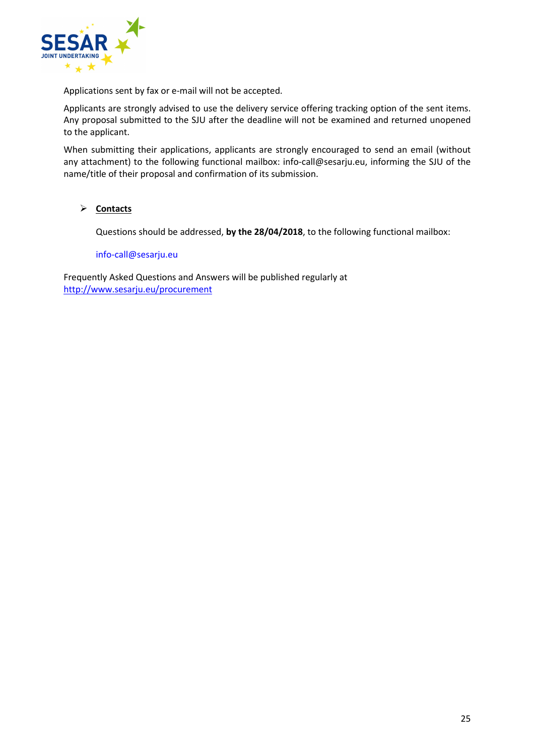Applications sent by fax or e-mail will not be accepted.

Applicants are strongly advised to use the delivery service offering tracking option of the sent items. Any proposal submitted to the SJU after the deadline will not be examined and returned unopened to the applicant.

When submitting their applications, applicants are strongly encouraged to send an email (without any attachment) to the following functional mailbox: info-call@sesarju.eu, informing the SJU of the name/title of their proposal and confirmation of its submission.

- **Contacts**

  Questions should be addressed, **by the 28/04/2018**, to the following functional mailbox:

  info-call@sesarju.eu

Frequently Asked Questions and Answers will be published regularly at http://www.sesarju.eu/procurement